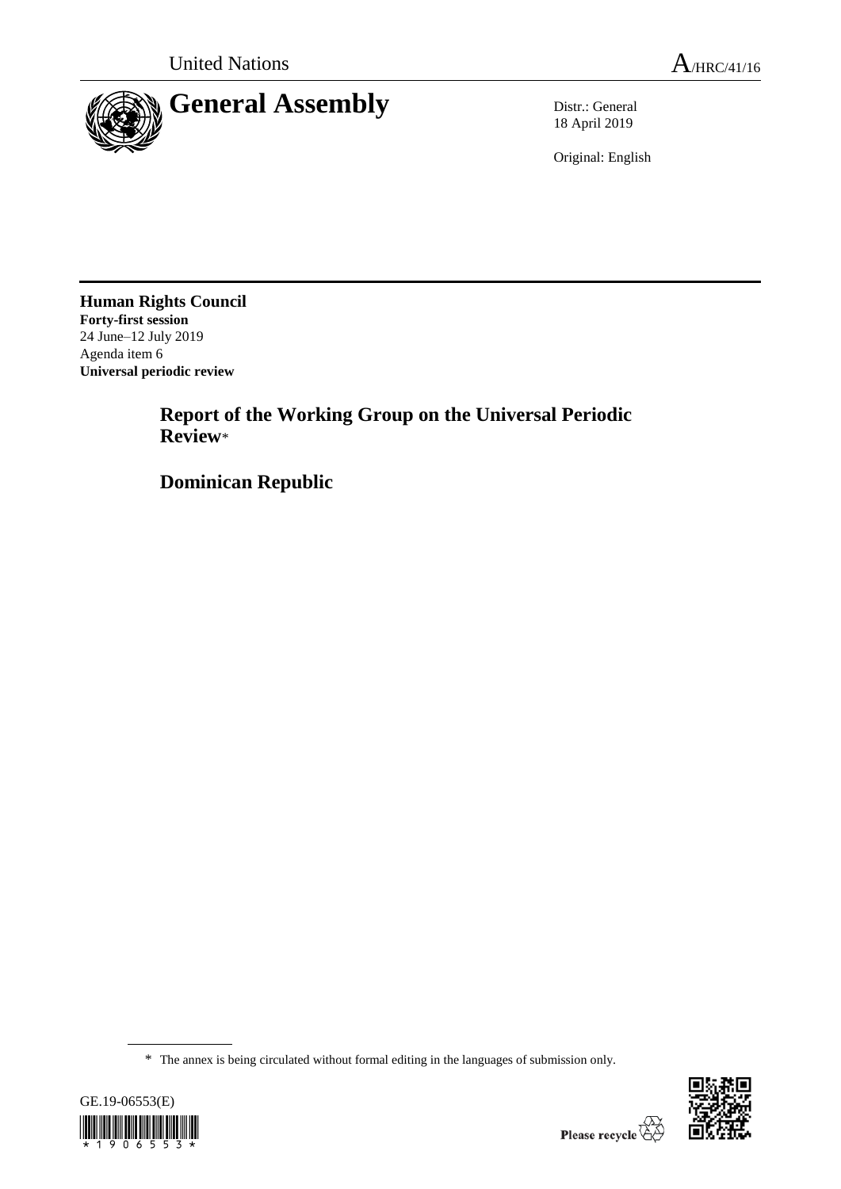United Nations A/HRC/41/16

# General Assembly

Distr.: General
18 April 2019

Original: English

**Human Rights Council**
**Forty-first session**
24 June–12 July 2019
Agenda item 6
**Universal periodic review**

## Report of the Working Group on the Universal Periodic Review*

## Dominican Republic

* The annex is being circulated without formal editing in the languages of submission only.

GE.19-06553(E)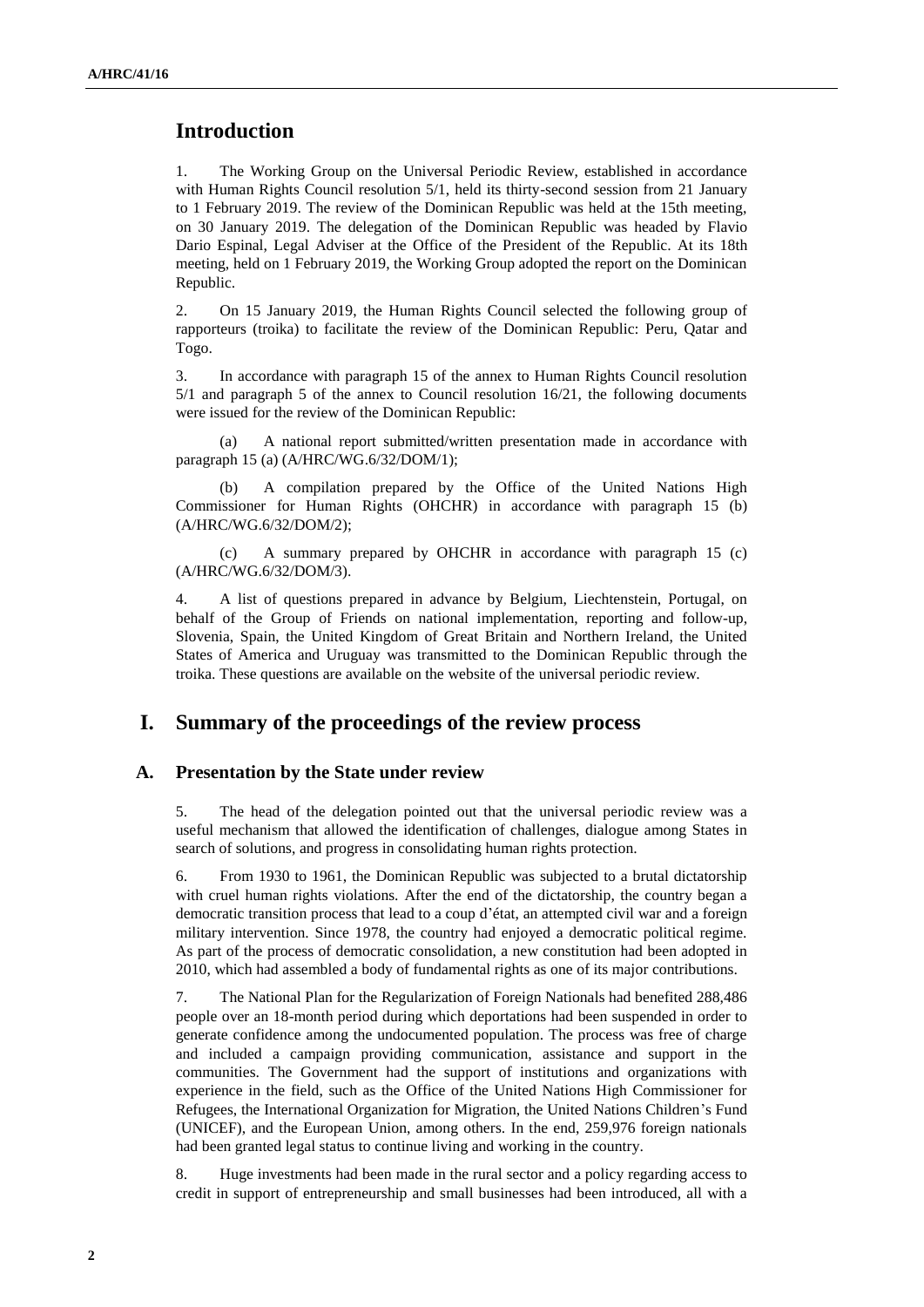## Introduction

1. The Working Group on the Universal Periodic Review, established in accordance with Human Rights Council resolution 5/1, held its thirty-second session from 21 January to 1 February 2019. The review of the Dominican Republic was held at the 15th meeting, on 30 January 2019. The delegation of the Dominican Republic was headed by Flavio Dario Espinal, Legal Adviser at the Office of the President of the Republic. At its 18th meeting, held on 1 February 2019, the Working Group adopted the report on the Dominican Republic.

2. On 15 January 2019, the Human Rights Council selected the following group of rapporteurs (troika) to facilitate the review of the Dominican Republic: Peru, Qatar and Togo.

3. In accordance with paragraph 15 of the annex to Human Rights Council resolution 5/1 and paragraph 5 of the annex to Council resolution 16/21, the following documents were issued for the review of the Dominican Republic:

(a) A national report submitted/written presentation made in accordance with paragraph 15 (a) (A/HRC/WG.6/32/DOM/1);

(b) A compilation prepared by the Office of the United Nations High Commissioner for Human Rights (OHCHR) in accordance with paragraph 15 (b) (A/HRC/WG.6/32/DOM/2);

(c) A summary prepared by OHCHR in accordance with paragraph 15 (c) (A/HRC/WG.6/32/DOM/3).

4. A list of questions prepared in advance by Belgium, Liechtenstein, Portugal, on behalf of the Group of Friends on national implementation, reporting and follow-up, Slovenia, Spain, the United Kingdom of Great Britain and Northern Ireland, the United States of America and Uruguay was transmitted to the Dominican Republic through the troika. These questions are available on the website of the universal periodic review.

## I. Summary of the proceedings of the review process

### A. Presentation by the State under review

5. The head of the delegation pointed out that the universal periodic review was a useful mechanism that allowed the identification of challenges, dialogue among States in search of solutions, and progress in consolidating human rights protection.

6. From 1930 to 1961, the Dominican Republic was subjected to a brutal dictatorship with cruel human rights violations. After the end of the dictatorship, the country began a democratic transition process that lead to a coup d'état, an attempted civil war and a foreign military intervention. Since 1978, the country had enjoyed a democratic political regime. As part of the process of democratic consolidation, a new constitution had been adopted in 2010, which had assembled a body of fundamental rights as one of its major contributions.

7. The National Plan for the Regularization of Foreign Nationals had benefited 288,486 people over an 18-month period during which deportations had been suspended in order to generate confidence among the undocumented population. The process was free of charge and included a campaign providing communication, assistance and support in the communities. The Government had the support of institutions and organizations with experience in the field, such as the Office of the United Nations High Commissioner for Refugees, the International Organization for Migration, the United Nations Children's Fund (UNICEF), and the European Union, among others. In the end, 259,976 foreign nationals had been granted legal status to continue living and working in the country.

8. Huge investments had been made in the rural sector and a policy regarding access to credit in support of entrepreneurship and small businesses had been introduced, all with a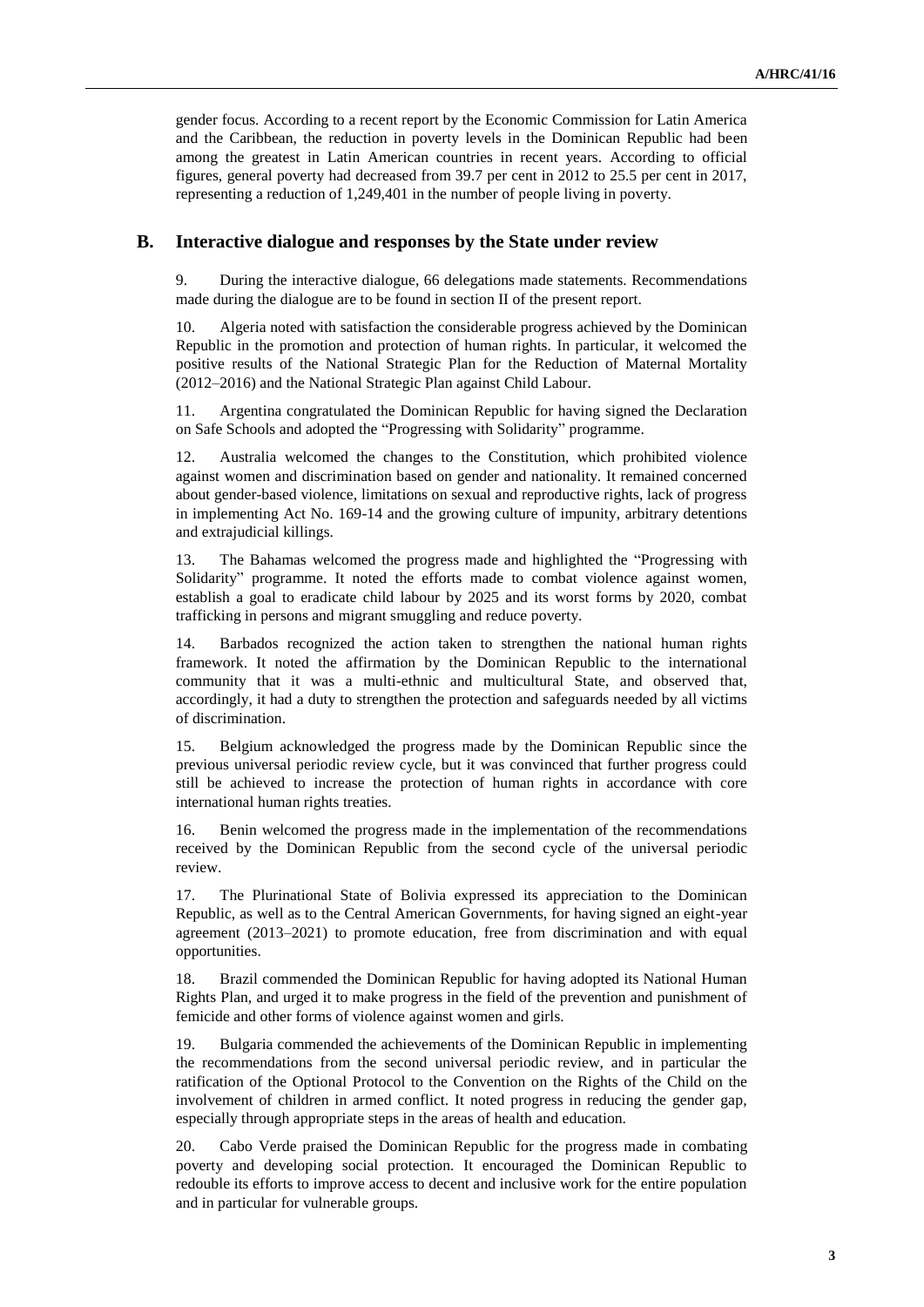gender focus. According to a recent report by the Economic Commission for Latin America and the Caribbean, the reduction in poverty levels in the Dominican Republic had been among the greatest in Latin American countries in recent years. According to official figures, general poverty had decreased from 39.7 per cent in 2012 to 25.5 per cent in 2017, representing a reduction of 1,249,401 in the number of people living in poverty.

## B. Interactive dialogue and responses by the State under review

9. During the interactive dialogue, 66 delegations made statements. Recommendations made during the dialogue are to be found in section II of the present report.

10. Algeria noted with satisfaction the considerable progress achieved by the Dominican Republic in the promotion and protection of human rights. In particular, it welcomed the positive results of the National Strategic Plan for the Reduction of Maternal Mortality (2012–2016) and the National Strategic Plan against Child Labour.

11. Argentina congratulated the Dominican Republic for having signed the Declaration on Safe Schools and adopted the "Progressing with Solidarity" programme.

12. Australia welcomed the changes to the Constitution, which prohibited violence against women and discrimination based on gender and nationality. It remained concerned about gender-based violence, limitations on sexual and reproductive rights, lack of progress in implementing Act No. 169-14 and the growing culture of impunity, arbitrary detentions and extrajudicial killings.

13. The Bahamas welcomed the progress made and highlighted the "Progressing with Solidarity" programme. It noted the efforts made to combat violence against women, establish a goal to eradicate child labour by 2025 and its worst forms by 2020, combat trafficking in persons and migrant smuggling and reduce poverty.

14. Barbados recognized the action taken to strengthen the national human rights framework. It noted the affirmation by the Dominican Republic to the international community that it was a multi-ethnic and multicultural State, and observed that, accordingly, it had a duty to strengthen the protection and safeguards needed by all victims of discrimination.

15. Belgium acknowledged the progress made by the Dominican Republic since the previous universal periodic review cycle, but it was convinced that further progress could still be achieved to increase the protection of human rights in accordance with core international human rights treaties.

16. Benin welcomed the progress made in the implementation of the recommendations received by the Dominican Republic from the second cycle of the universal periodic review.

17. The Plurinational State of Bolivia expressed its appreciation to the Dominican Republic, as well as to the Central American Governments, for having signed an eight-year agreement (2013–2021) to promote education, free from discrimination and with equal opportunities.

18. Brazil commended the Dominican Republic for having adopted its National Human Rights Plan, and urged it to make progress in the field of the prevention and punishment of femicide and other forms of violence against women and girls.

19. Bulgaria commended the achievements of the Dominican Republic in implementing the recommendations from the second universal periodic review, and in particular the ratification of the Optional Protocol to the Convention on the Rights of the Child on the involvement of children in armed conflict. It noted progress in reducing the gender gap, especially through appropriate steps in the areas of health and education.

20. Cabo Verde praised the Dominican Republic for the progress made in combating poverty and developing social protection. It encouraged the Dominican Republic to redouble its efforts to improve access to decent and inclusive work for the entire population and in particular for vulnerable groups.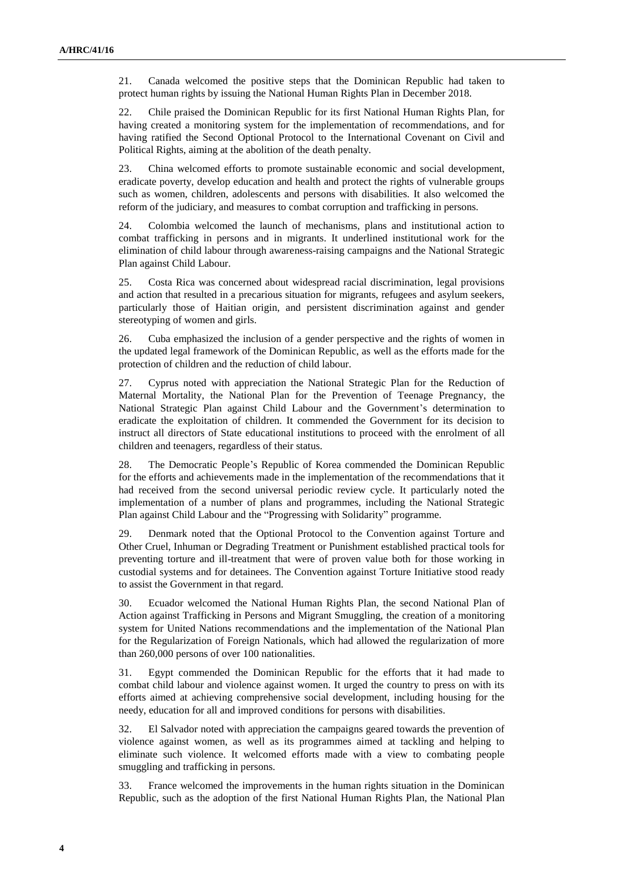21. Canada welcomed the positive steps that the Dominican Republic had taken to protect human rights by issuing the National Human Rights Plan in December 2018.

22. Chile praised the Dominican Republic for its first National Human Rights Plan, for having created a monitoring system for the implementation of recommendations, and for having ratified the Second Optional Protocol to the International Covenant on Civil and Political Rights, aiming at the abolition of the death penalty.

23. China welcomed efforts to promote sustainable economic and social development, eradicate poverty, develop education and health and protect the rights of vulnerable groups such as women, children, adolescents and persons with disabilities. It also welcomed the reform of the judiciary, and measures to combat corruption and trafficking in persons.

24. Colombia welcomed the launch of mechanisms, plans and institutional action to combat trafficking in persons and in migrants. It underlined institutional work for the elimination of child labour through awareness-raising campaigns and the National Strategic Plan against Child Labour.

25. Costa Rica was concerned about widespread racial discrimination, legal provisions and action that resulted in a precarious situation for migrants, refugees and asylum seekers, particularly those of Haitian origin, and persistent discrimination against and gender stereotyping of women and girls.

26. Cuba emphasized the inclusion of a gender perspective and the rights of women in the updated legal framework of the Dominican Republic, as well as the efforts made for the protection of children and the reduction of child labour.

27. Cyprus noted with appreciation the National Strategic Plan for the Reduction of Maternal Mortality, the National Plan for the Prevention of Teenage Pregnancy, the National Strategic Plan against Child Labour and the Government's determination to eradicate the exploitation of children. It commended the Government for its decision to instruct all directors of State educational institutions to proceed with the enrolment of all children and teenagers, regardless of their status.

28. The Democratic People's Republic of Korea commended the Dominican Republic for the efforts and achievements made in the implementation of the recommendations that it had received from the second universal periodic review cycle. It particularly noted the implementation of a number of plans and programmes, including the National Strategic Plan against Child Labour and the "Progressing with Solidarity" programme.

29. Denmark noted that the Optional Protocol to the Convention against Torture and Other Cruel, Inhuman or Degrading Treatment or Punishment established practical tools for preventing torture and ill-treatment that were of proven value both for those working in custodial systems and for detainees. The Convention against Torture Initiative stood ready to assist the Government in that regard.

30. Ecuador welcomed the National Human Rights Plan, the second National Plan of Action against Trafficking in Persons and Migrant Smuggling, the creation of a monitoring system for United Nations recommendations and the implementation of the National Plan for the Regularization of Foreign Nationals, which had allowed the regularization of more than 260,000 persons of over 100 nationalities.

31. Egypt commended the Dominican Republic for the efforts that it had made to combat child labour and violence against women. It urged the country to press on with its efforts aimed at achieving comprehensive social development, including housing for the needy, education for all and improved conditions for persons with disabilities.

32. El Salvador noted with appreciation the campaigns geared towards the prevention of violence against women, as well as its programmes aimed at tackling and helping to eliminate such violence. It welcomed efforts made with a view to combating people smuggling and trafficking in persons.

33. France welcomed the improvements in the human rights situation in the Dominican Republic, such as the adoption of the first National Human Rights Plan, the National Plan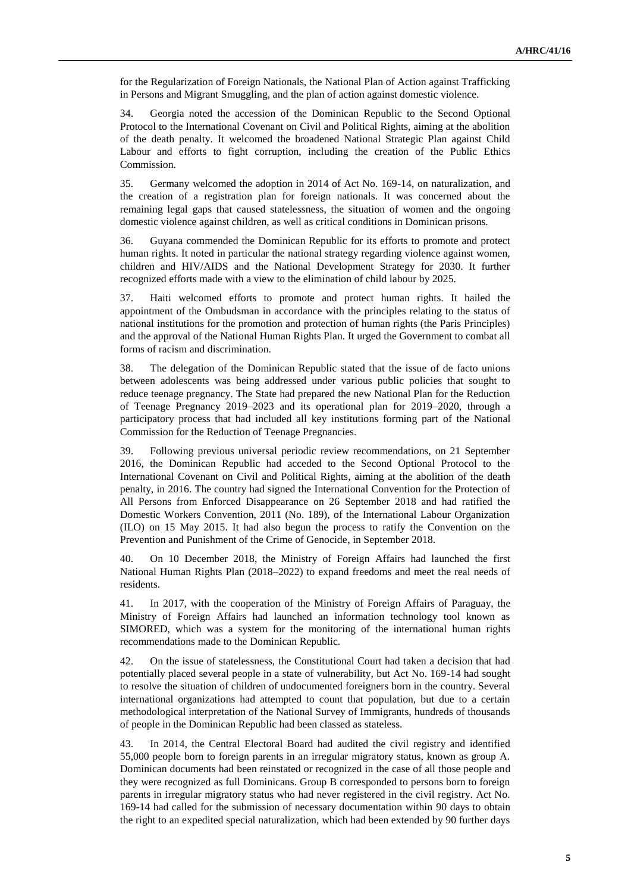for the Regularization of Foreign Nationals, the National Plan of Action against Trafficking in Persons and Migrant Smuggling, and the plan of action against domestic violence.

34. Georgia noted the accession of the Dominican Republic to the Second Optional Protocol to the International Covenant on Civil and Political Rights, aiming at the abolition of the death penalty. It welcomed the broadened National Strategic Plan against Child Labour and efforts to fight corruption, including the creation of the Public Ethics Commission.

35. Germany welcomed the adoption in 2014 of Act No. 169-14, on naturalization, and the creation of a registration plan for foreign nationals. It was concerned about the remaining legal gaps that caused statelessness, the situation of women and the ongoing domestic violence against children, as well as critical conditions in Dominican prisons.

36. Guyana commended the Dominican Republic for its efforts to promote and protect human rights. It noted in particular the national strategy regarding violence against women, children and HIV/AIDS and the National Development Strategy for 2030. It further recognized efforts made with a view to the elimination of child labour by 2025.

37. Haiti welcomed efforts to promote and protect human rights. It hailed the appointment of the Ombudsman in accordance with the principles relating to the status of national institutions for the promotion and protection of human rights (the Paris Principles) and the approval of the National Human Rights Plan. It urged the Government to combat all forms of racism and discrimination.

38. The delegation of the Dominican Republic stated that the issue of de facto unions between adolescents was being addressed under various public policies that sought to reduce teenage pregnancy. The State had prepared the new National Plan for the Reduction of Teenage Pregnancy 2019–2023 and its operational plan for 2019–2020, through a participatory process that had included all key institutions forming part of the National Commission for the Reduction of Teenage Pregnancies.

39. Following previous universal periodic review recommendations, on 21 September 2016, the Dominican Republic had acceded to the Second Optional Protocol to the International Covenant on Civil and Political Rights, aiming at the abolition of the death penalty, in 2016. The country had signed the International Convention for the Protection of All Persons from Enforced Disappearance on 26 September 2018 and had ratified the Domestic Workers Convention, 2011 (No. 189), of the International Labour Organization (ILO) on 15 May 2015. It had also begun the process to ratify the Convention on the Prevention and Punishment of the Crime of Genocide, in September 2018.

40. On 10 December 2018, the Ministry of Foreign Affairs had launched the first National Human Rights Plan (2018–2022) to expand freedoms and meet the real needs of residents.

41. In 2017, with the cooperation of the Ministry of Foreign Affairs of Paraguay, the Ministry of Foreign Affairs had launched an information technology tool known as SIMORED, which was a system for the monitoring of the international human rights recommendations made to the Dominican Republic.

42. On the issue of statelessness, the Constitutional Court had taken a decision that had potentially placed several people in a state of vulnerability, but Act No. 169-14 had sought to resolve the situation of children of undocumented foreigners born in the country. Several international organizations had attempted to count that population, but due to a certain methodological interpretation of the National Survey of Immigrants, hundreds of thousands of people in the Dominican Republic had been classed as stateless.

43. In 2014, the Central Electoral Board had audited the civil registry and identified 55,000 people born to foreign parents in an irregular migratory status, known as group A. Dominican documents had been reinstated or recognized in the case of all those people and they were recognized as full Dominicans. Group B corresponded to persons born to foreign parents in irregular migratory status who had never registered in the civil registry. Act No. 169-14 had called for the submission of necessary documentation within 90 days to obtain the right to an expedited special naturalization, which had been extended by 90 further days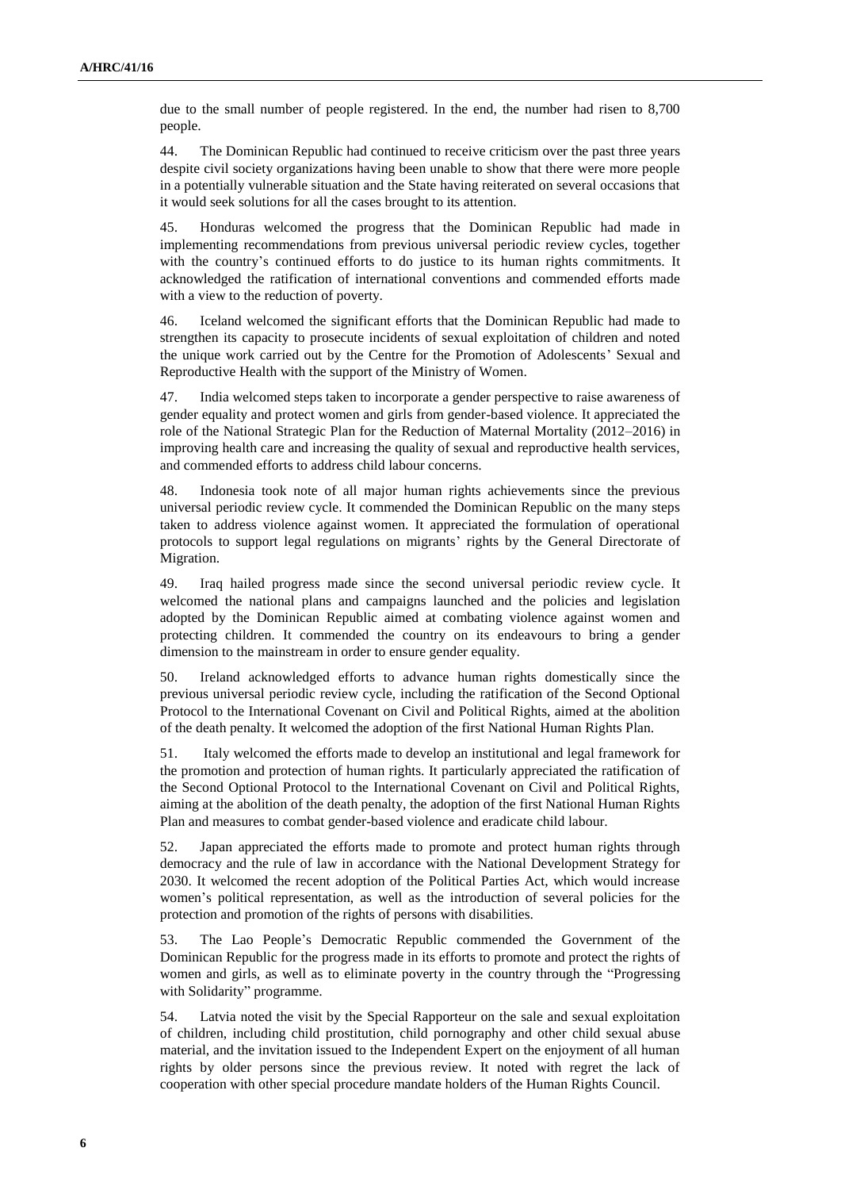due to the small number of people registered. In the end, the number had risen to 8,700 people.

44. The Dominican Republic had continued to receive criticism over the past three years despite civil society organizations having been unable to show that there were more people in a potentially vulnerable situation and the State having reiterated on several occasions that it would seek solutions for all the cases brought to its attention.

45. Honduras welcomed the progress that the Dominican Republic had made in implementing recommendations from previous universal periodic review cycles, together with the country's continued efforts to do justice to its human rights commitments. It acknowledged the ratification of international conventions and commended efforts made with a view to the reduction of poverty.

46. Iceland welcomed the significant efforts that the Dominican Republic had made to strengthen its capacity to prosecute incidents of sexual exploitation of children and noted the unique work carried out by the Centre for the Promotion of Adolescents' Sexual and Reproductive Health with the support of the Ministry of Women.

47. India welcomed steps taken to incorporate a gender perspective to raise awareness of gender equality and protect women and girls from gender-based violence. It appreciated the role of the National Strategic Plan for the Reduction of Maternal Mortality (2012–2016) in improving health care and increasing the quality of sexual and reproductive health services, and commended efforts to address child labour concerns.

48. Indonesia took note of all major human rights achievements since the previous universal periodic review cycle. It commended the Dominican Republic on the many steps taken to address violence against women. It appreciated the formulation of operational protocols to support legal regulations on migrants' rights by the General Directorate of Migration.

49. Iraq hailed progress made since the second universal periodic review cycle. It welcomed the national plans and campaigns launched and the policies and legislation adopted by the Dominican Republic aimed at combating violence against women and protecting children. It commended the country on its endeavours to bring a gender dimension to the mainstream in order to ensure gender equality.

50. Ireland acknowledged efforts to advance human rights domestically since the previous universal periodic review cycle, including the ratification of the Second Optional Protocol to the International Covenant on Civil and Political Rights, aimed at the abolition of the death penalty. It welcomed the adoption of the first National Human Rights Plan.

51. Italy welcomed the efforts made to develop an institutional and legal framework for the promotion and protection of human rights. It particularly appreciated the ratification of the Second Optional Protocol to the International Covenant on Civil and Political Rights, aiming at the abolition of the death penalty, the adoption of the first National Human Rights Plan and measures to combat gender-based violence and eradicate child labour.

52. Japan appreciated the efforts made to promote and protect human rights through democracy and the rule of law in accordance with the National Development Strategy for 2030. It welcomed the recent adoption of the Political Parties Act, which would increase women's political representation, as well as the introduction of several policies for the protection and promotion of the rights of persons with disabilities.

53. The Lao People's Democratic Republic commended the Government of the Dominican Republic for the progress made in its efforts to promote and protect the rights of women and girls, as well as to eliminate poverty in the country through the "Progressing with Solidarity" programme.

54. Latvia noted the visit by the Special Rapporteur on the sale and sexual exploitation of children, including child prostitution, child pornography and other child sexual abuse material, and the invitation issued to the Independent Expert on the enjoyment of all human rights by older persons since the previous review. It noted with regret the lack of cooperation with other special procedure mandate holders of the Human Rights Council.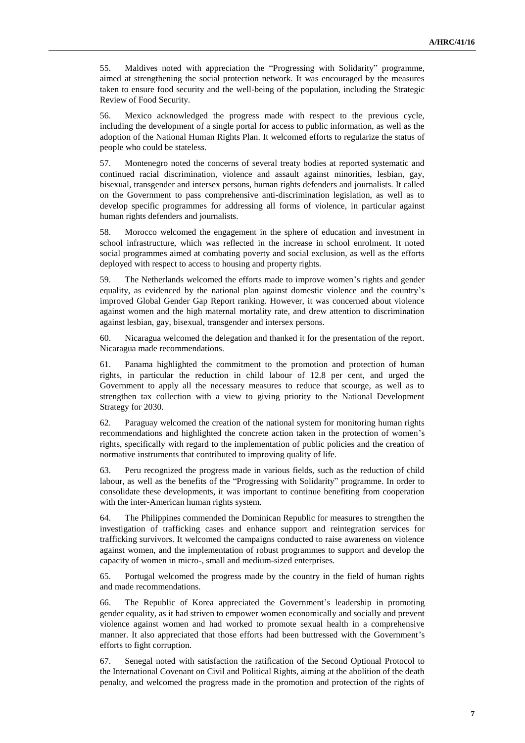55. Maldives noted with appreciation the "Progressing with Solidarity" programme, aimed at strengthening the social protection network. It was encouraged by the measures taken to ensure food security and the well-being of the population, including the Strategic Review of Food Security.

56. Mexico acknowledged the progress made with respect to the previous cycle, including the development of a single portal for access to public information, as well as the adoption of the National Human Rights Plan. It welcomed efforts to regularize the status of people who could be stateless.

57. Montenegro noted the concerns of several treaty bodies at reported systematic and continued racial discrimination, violence and assault against minorities, lesbian, gay, bisexual, transgender and intersex persons, human rights defenders and journalists. It called on the Government to pass comprehensive anti-discrimination legislation, as well as to develop specific programmes for addressing all forms of violence, in particular against human rights defenders and journalists.

58. Morocco welcomed the engagement in the sphere of education and investment in school infrastructure, which was reflected in the increase in school enrolment. It noted social programmes aimed at combating poverty and social exclusion, as well as the efforts deployed with respect to access to housing and property rights.

59. The Netherlands welcomed the efforts made to improve women's rights and gender equality, as evidenced by the national plan against domestic violence and the country's improved Global Gender Gap Report ranking. However, it was concerned about violence against women and the high maternal mortality rate, and drew attention to discrimination against lesbian, gay, bisexual, transgender and intersex persons.

60. Nicaragua welcomed the delegation and thanked it for the presentation of the report. Nicaragua made recommendations.

61. Panama highlighted the commitment to the promotion and protection of human rights, in particular the reduction in child labour of 12.8 per cent, and urged the Government to apply all the necessary measures to reduce that scourge, as well as to strengthen tax collection with a view to giving priority to the National Development Strategy for 2030.

62. Paraguay welcomed the creation of the national system for monitoring human rights recommendations and highlighted the concrete action taken in the protection of women's rights, specifically with regard to the implementation of public policies and the creation of normative instruments that contributed to improving quality of life.

63. Peru recognized the progress made in various fields, such as the reduction of child labour, as well as the benefits of the "Progressing with Solidarity" programme. In order to consolidate these developments, it was important to continue benefiting from cooperation with the inter-American human rights system.

64. The Philippines commended the Dominican Republic for measures to strengthen the investigation of trafficking cases and enhance support and reintegration services for trafficking survivors. It welcomed the campaigns conducted to raise awareness on violence against women, and the implementation of robust programmes to support and develop the capacity of women in micro-, small and medium-sized enterprises.

65. Portugal welcomed the progress made by the country in the field of human rights and made recommendations.

66. The Republic of Korea appreciated the Government's leadership in promoting gender equality, as it had striven to empower women economically and socially and prevent violence against women and had worked to promote sexual health in a comprehensive manner. It also appreciated that those efforts had been buttressed with the Government's efforts to fight corruption.

67. Senegal noted with satisfaction the ratification of the Second Optional Protocol to the International Covenant on Civil and Political Rights, aiming at the abolition of the death penalty, and welcomed the progress made in the promotion and protection of the rights of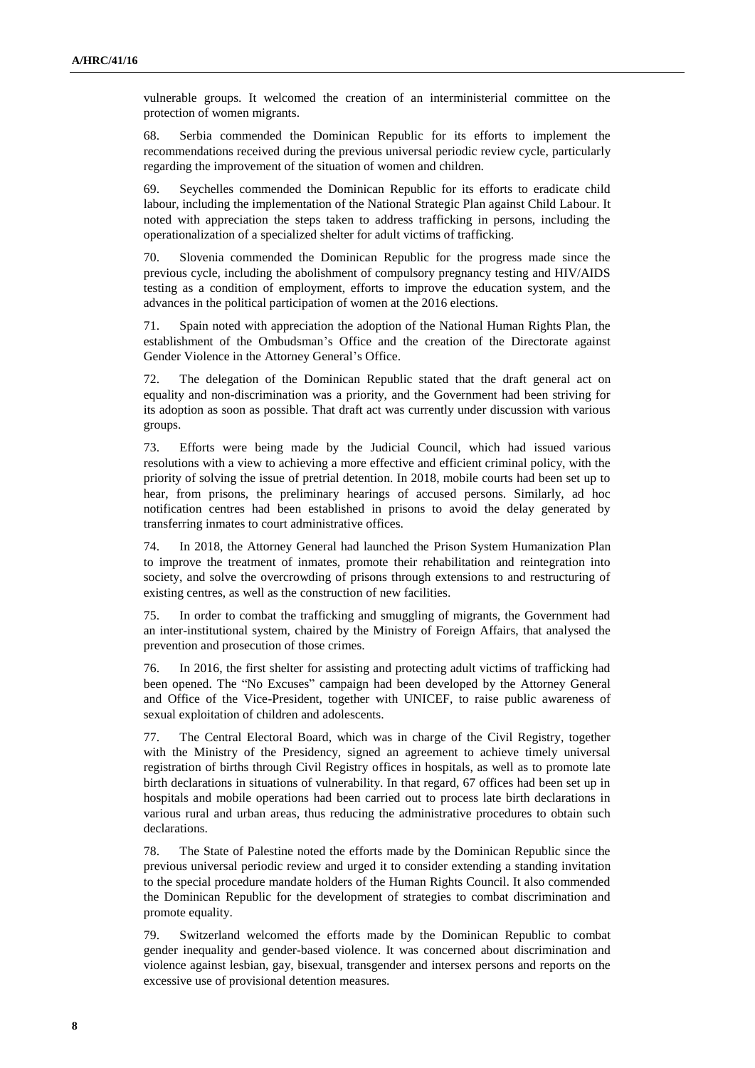vulnerable groups. It welcomed the creation of an interministerial committee on the protection of women migrants.

68. Serbia commended the Dominican Republic for its efforts to implement the recommendations received during the previous universal periodic review cycle, particularly regarding the improvement of the situation of women and children.

69. Seychelles commended the Dominican Republic for its efforts to eradicate child labour, including the implementation of the National Strategic Plan against Child Labour. It noted with appreciation the steps taken to address trafficking in persons, including the operationalization of a specialized shelter for adult victims of trafficking.

70. Slovenia commended the Dominican Republic for the progress made since the previous cycle, including the abolishment of compulsory pregnancy testing and HIV/AIDS testing as a condition of employment, efforts to improve the education system, and the advances in the political participation of women at the 2016 elections.

71. Spain noted with appreciation the adoption of the National Human Rights Plan, the establishment of the Ombudsman's Office and the creation of the Directorate against Gender Violence in the Attorney General's Office.

72. The delegation of the Dominican Republic stated that the draft general act on equality and non-discrimination was a priority, and the Government had been striving for its adoption as soon as possible. That draft act was currently under discussion with various groups.

73. Efforts were being made by the Judicial Council, which had issued various resolutions with a view to achieving a more effective and efficient criminal policy, with the priority of solving the issue of pretrial detention. In 2018, mobile courts had been set up to hear, from prisons, the preliminary hearings of accused persons. Similarly, ad hoc notification centres had been established in prisons to avoid the delay generated by transferring inmates to court administrative offices.

74. In 2018, the Attorney General had launched the Prison System Humanization Plan to improve the treatment of inmates, promote their rehabilitation and reintegration into society, and solve the overcrowding of prisons through extensions to and restructuring of existing centres, as well as the construction of new facilities.

75. In order to combat the trafficking and smuggling of migrants, the Government had an inter-institutional system, chaired by the Ministry of Foreign Affairs, that analysed the prevention and prosecution of those crimes.

76. In 2016, the first shelter for assisting and protecting adult victims of trafficking had been opened. The "No Excuses" campaign had been developed by the Attorney General and Office of the Vice-President, together with UNICEF, to raise public awareness of sexual exploitation of children and adolescents.

77. The Central Electoral Board, which was in charge of the Civil Registry, together with the Ministry of the Presidency, signed an agreement to achieve timely universal registration of births through Civil Registry offices in hospitals, as well as to promote late birth declarations in situations of vulnerability. In that regard, 67 offices had been set up in hospitals and mobile operations had been carried out to process late birth declarations in various rural and urban areas, thus reducing the administrative procedures to obtain such declarations.

78. The State of Palestine noted the efforts made by the Dominican Republic since the previous universal periodic review and urged it to consider extending a standing invitation to the special procedure mandate holders of the Human Rights Council. It also commended the Dominican Republic for the development of strategies to combat discrimination and promote equality.

79. Switzerland welcomed the efforts made by the Dominican Republic to combat gender inequality and gender-based violence. It was concerned about discrimination and violence against lesbian, gay, bisexual, transgender and intersex persons and reports on the excessive use of provisional detention measures.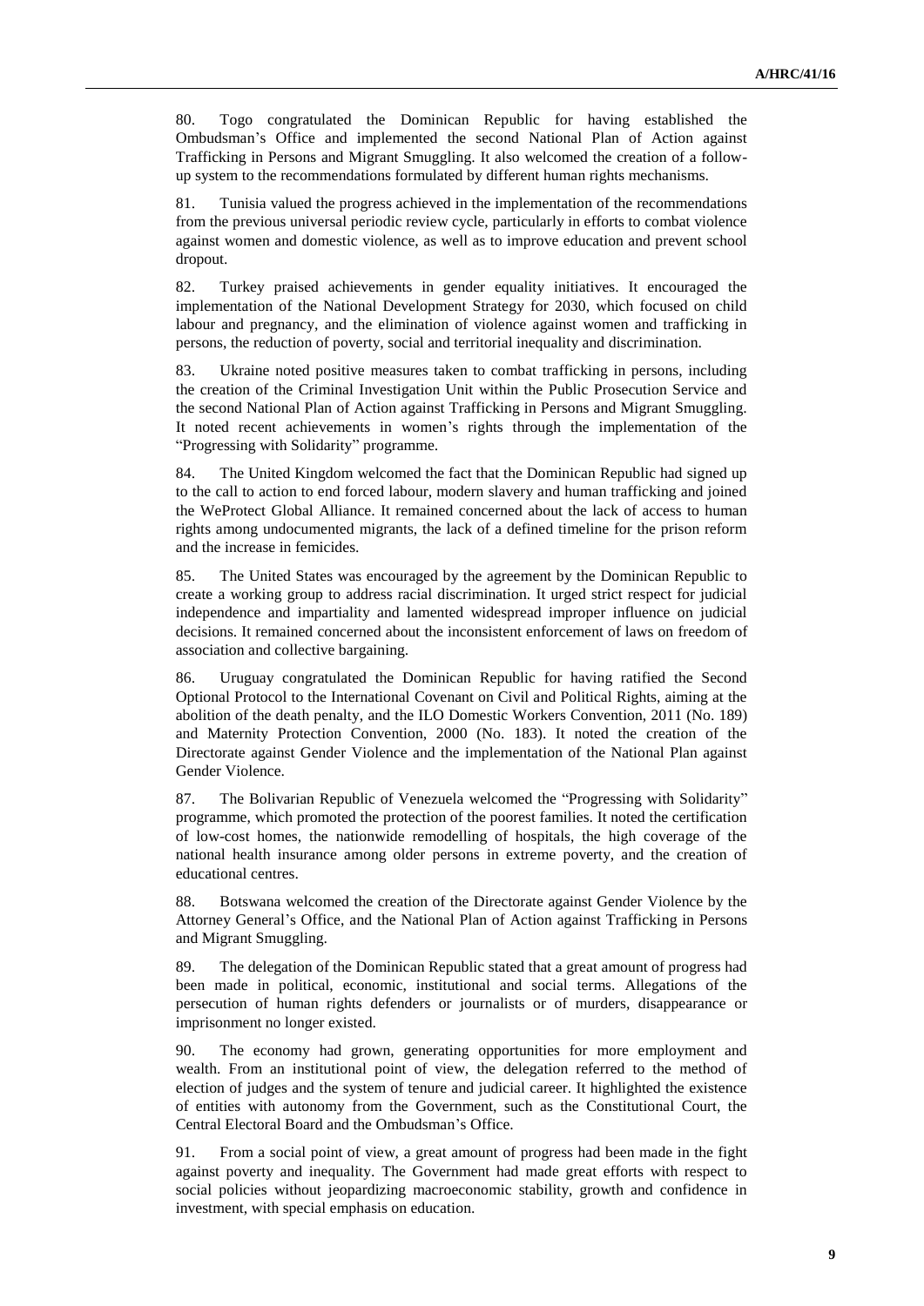80. Togo congratulated the Dominican Republic for having established the Ombudsman's Office and implemented the second National Plan of Action against Trafficking in Persons and Migrant Smuggling. It also welcomed the creation of a follow-up system to the recommendations formulated by different human rights mechanisms.

81. Tunisia valued the progress achieved in the implementation of the recommendations from the previous universal periodic review cycle, particularly in efforts to combat violence against women and domestic violence, as well as to improve education and prevent school dropout.

82. Turkey praised achievements in gender equality initiatives. It encouraged the implementation of the National Development Strategy for 2030, which focused on child labour and pregnancy, and the elimination of violence against women and trafficking in persons, the reduction of poverty, social and territorial inequality and discrimination.

83. Ukraine noted positive measures taken to combat trafficking in persons, including the creation of the Criminal Investigation Unit within the Public Prosecution Service and the second National Plan of Action against Trafficking in Persons and Migrant Smuggling. It noted recent achievements in women's rights through the implementation of the "Progressing with Solidarity" programme.

84. The United Kingdom welcomed the fact that the Dominican Republic had signed up to the call to action to end forced labour, modern slavery and human trafficking and joined the WeProtect Global Alliance. It remained concerned about the lack of access to human rights among undocumented migrants, the lack of a defined timeline for the prison reform and the increase in femicides.

85. The United States was encouraged by the agreement by the Dominican Republic to create a working group to address racial discrimination. It urged strict respect for judicial independence and impartiality and lamented widespread improper influence on judicial decisions. It remained concerned about the inconsistent enforcement of laws on freedom of association and collective bargaining.

86. Uruguay congratulated the Dominican Republic for having ratified the Second Optional Protocol to the International Covenant on Civil and Political Rights, aiming at the abolition of the death penalty, and the ILO Domestic Workers Convention, 2011 (No. 189) and Maternity Protection Convention, 2000 (No. 183). It noted the creation of the Directorate against Gender Violence and the implementation of the National Plan against Gender Violence.

87. The Bolivarian Republic of Venezuela welcomed the "Progressing with Solidarity" programme, which promoted the protection of the poorest families. It noted the certification of low-cost homes, the nationwide remodelling of hospitals, the high coverage of the national health insurance among older persons in extreme poverty, and the creation of educational centres.

88. Botswana welcomed the creation of the Directorate against Gender Violence by the Attorney General's Office, and the National Plan of Action against Trafficking in Persons and Migrant Smuggling.

89. The delegation of the Dominican Republic stated that a great amount of progress had been made in political, economic, institutional and social terms. Allegations of the persecution of human rights defenders or journalists or of murders, disappearance or imprisonment no longer existed.

90. The economy had grown, generating opportunities for more employment and wealth. From an institutional point of view, the delegation referred to the method of election of judges and the system of tenure and judicial career. It highlighted the existence of entities with autonomy from the Government, such as the Constitutional Court, the Central Electoral Board and the Ombudsman's Office.

91. From a social point of view, a great amount of progress had been made in the fight against poverty and inequality. The Government had made great efforts with respect to social policies without jeopardizing macroeconomic stability, growth and confidence in investment, with special emphasis on education.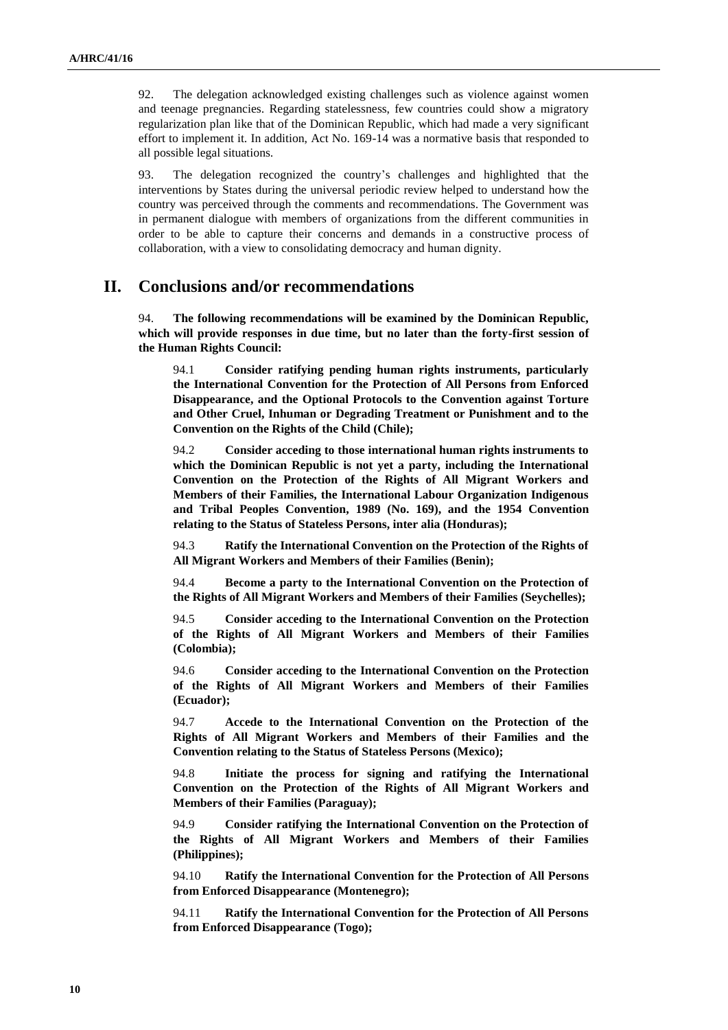92. The delegation acknowledged existing challenges such as violence against women and teenage pregnancies. Regarding statelessness, few countries could show a migratory regularization plan like that of the Dominican Republic, which had made a very significant effort to implement it. In addition, Act No. 169-14 was a normative basis that responded to all possible legal situations.

93. The delegation recognized the country's challenges and highlighted that the interventions by States during the universal periodic review helped to understand how the country was perceived through the comments and recommendations. The Government was in permanent dialogue with members of organizations from the different communities in order to be able to capture their concerns and demands in a constructive process of collaboration, with a view to consolidating democracy and human dignity.

## II. Conclusions and/or recommendations

94. **The following recommendations will be examined by the Dominican Republic, which will provide responses in due time, but no later than the forty-first session of the Human Rights Council:**

94.1 **Consider ratifying pending human rights instruments, particularly the International Convention for the Protection of All Persons from Enforced Disappearance, and the Optional Protocols to the Convention against Torture and Other Cruel, Inhuman or Degrading Treatment or Punishment and to the Convention on the Rights of the Child (Chile);**

94.2 **Consider acceding to those international human rights instruments to which the Dominican Republic is not yet a party, including the International Convention on the Protection of the Rights of All Migrant Workers and Members of their Families, the International Labour Organization Indigenous and Tribal Peoples Convention, 1989 (No. 169), and the 1954 Convention relating to the Status of Stateless Persons, inter alia (Honduras);**

94.3 **Ratify the International Convention on the Protection of the Rights of All Migrant Workers and Members of their Families (Benin);**

94.4 **Become a party to the International Convention on the Protection of the Rights of All Migrant Workers and Members of their Families (Seychelles);**

94.5 **Consider acceding to the International Convention on the Protection of the Rights of All Migrant Workers and Members of their Families (Colombia);**

94.6 **Consider acceding to the International Convention on the Protection of the Rights of All Migrant Workers and Members of their Families (Ecuador);**

94.7 **Accede to the International Convention on the Protection of the Rights of All Migrant Workers and Members of their Families and the Convention relating to the Status of Stateless Persons (Mexico);**

94.8 **Initiate the process for signing and ratifying the International Convention on the Protection of the Rights of All Migrant Workers and Members of their Families (Paraguay);**

94.9 **Consider ratifying the International Convention on the Protection of the Rights of All Migrant Workers and Members of their Families (Philippines);**

94.10 **Ratify the International Convention for the Protection of All Persons from Enforced Disappearance (Montenegro);**

94.11 **Ratify the International Convention for the Protection of All Persons from Enforced Disappearance (Togo);**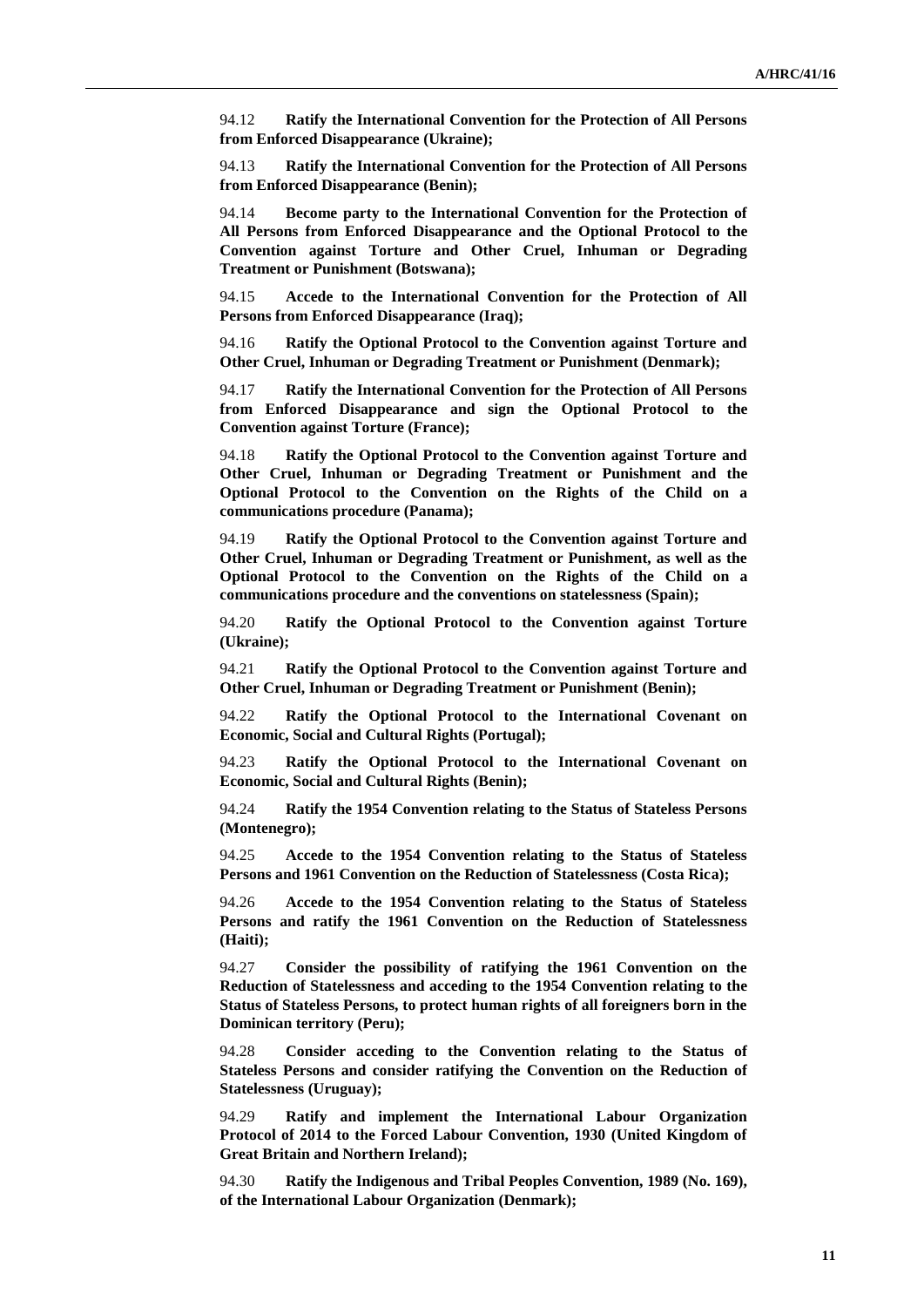94.12 **Ratify the International Convention for the Protection of All Persons from Enforced Disappearance (Ukraine);**

94.13 **Ratify the International Convention for the Protection of All Persons from Enforced Disappearance (Benin);**

94.14 **Become party to the International Convention for the Protection of All Persons from Enforced Disappearance and the Optional Protocol to the Convention against Torture and Other Cruel, Inhuman or Degrading Treatment or Punishment (Botswana);**

94.15 **Accede to the International Convention for the Protection of All Persons from Enforced Disappearance (Iraq);**

94.16 **Ratify the Optional Protocol to the Convention against Torture and Other Cruel, Inhuman or Degrading Treatment or Punishment (Denmark);**

94.17 **Ratify the International Convention for the Protection of All Persons from Enforced Disappearance and sign the Optional Protocol to the Convention against Torture (France);**

94.18 **Ratify the Optional Protocol to the Convention against Torture and Other Cruel, Inhuman or Degrading Treatment or Punishment and the Optional Protocol to the Convention on the Rights of the Child on a communications procedure (Panama);**

94.19 **Ratify the Optional Protocol to the Convention against Torture and Other Cruel, Inhuman or Degrading Treatment or Punishment, as well as the Optional Protocol to the Convention on the Rights of the Child on a communications procedure and the conventions on statelessness (Spain);**

94.20 **Ratify the Optional Protocol to the Convention against Torture (Ukraine);**

94.21 **Ratify the Optional Protocol to the Convention against Torture and Other Cruel, Inhuman or Degrading Treatment or Punishment (Benin);**

94.22 **Ratify the Optional Protocol to the International Covenant on Economic, Social and Cultural Rights (Portugal);**

94.23 **Ratify the Optional Protocol to the International Covenant on Economic, Social and Cultural Rights (Benin);**

94.24 **Ratify the 1954 Convention relating to the Status of Stateless Persons (Montenegro);**

94.25 **Accede to the 1954 Convention relating to the Status of Stateless Persons and 1961 Convention on the Reduction of Statelessness (Costa Rica);**

94.26 **Accede to the 1954 Convention relating to the Status of Stateless Persons and ratify the 1961 Convention on the Reduction of Statelessness (Haiti);**

94.27 **Consider the possibility of ratifying the 1961 Convention on the Reduction of Statelessness and acceding to the 1954 Convention relating to the Status of Stateless Persons, to protect human rights of all foreigners born in the Dominican territory (Peru);**

94.28 **Consider acceding to the Convention relating to the Status of Stateless Persons and consider ratifying the Convention on the Reduction of Statelessness (Uruguay);**

94.29 **Ratify and implement the International Labour Organization Protocol of 2014 to the Forced Labour Convention, 1930 (United Kingdom of Great Britain and Northern Ireland);**

94.30 **Ratify the Indigenous and Tribal Peoples Convention, 1989 (No. 169), of the International Labour Organization (Denmark);**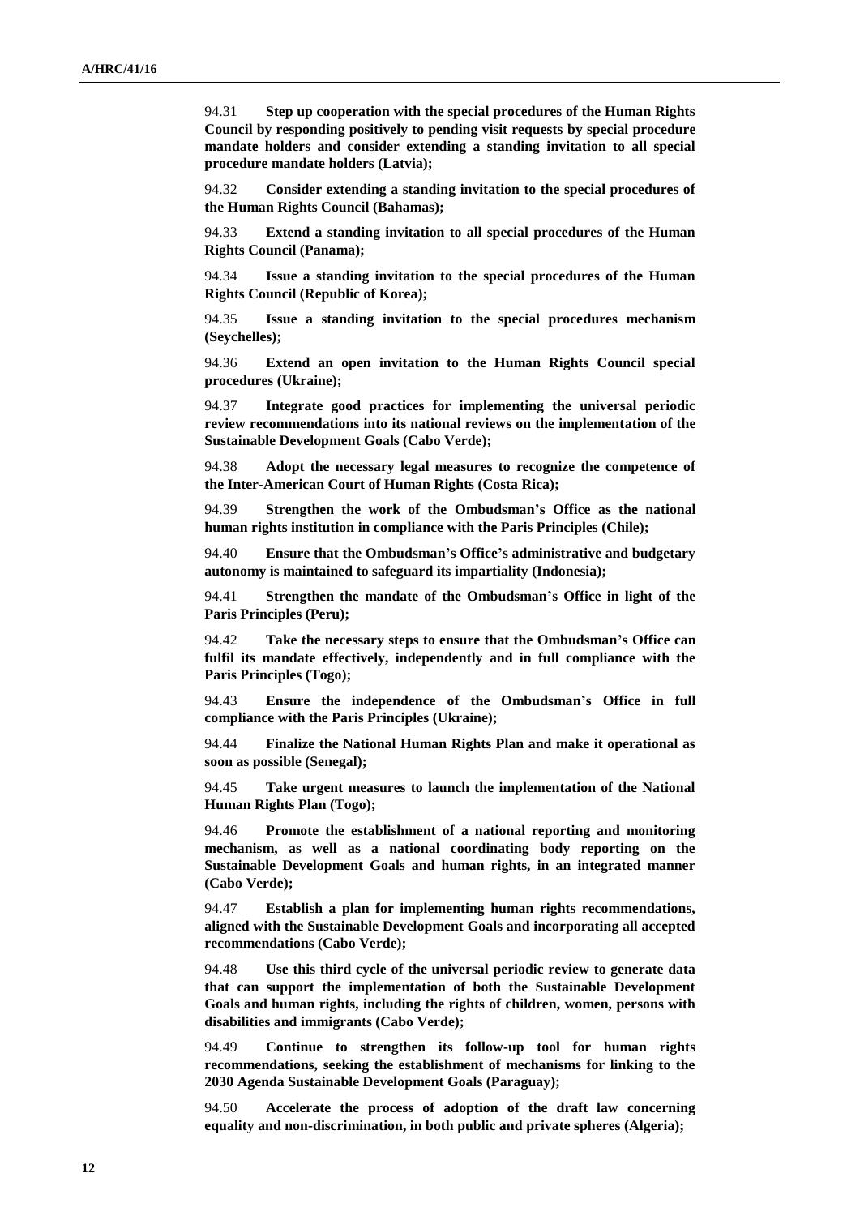94.31 **Step up cooperation with the special procedures of the Human Rights Council by responding positively to pending visit requests by special procedure mandate holders and consider extending a standing invitation to all special procedure mandate holders (Latvia);**

94.32 **Consider extending a standing invitation to the special procedures of the Human Rights Council (Bahamas);**

94.33 **Extend a standing invitation to all special procedures of the Human Rights Council (Panama);**

94.34 **Issue a standing invitation to the special procedures of the Human Rights Council (Republic of Korea);**

94.35 **Issue a standing invitation to the special procedures mechanism (Seychelles);**

94.36 **Extend an open invitation to the Human Rights Council special procedures (Ukraine);**

94.37 **Integrate good practices for implementing the universal periodic review recommendations into its national reviews on the implementation of the Sustainable Development Goals (Cabo Verde);**

94.38 **Adopt the necessary legal measures to recognize the competence of the Inter-American Court of Human Rights (Costa Rica);**

94.39 **Strengthen the work of the Ombudsman's Office as the national human rights institution in compliance with the Paris Principles (Chile);**

94.40 **Ensure that the Ombudsman's Office's administrative and budgetary autonomy is maintained to safeguard its impartiality (Indonesia);**

94.41 **Strengthen the mandate of the Ombudsman's Office in light of the Paris Principles (Peru);**

94.42 **Take the necessary steps to ensure that the Ombudsman's Office can fulfil its mandate effectively, independently and in full compliance with the Paris Principles (Togo);**

94.43 **Ensure the independence of the Ombudsman's Office in full compliance with the Paris Principles (Ukraine);**

94.44 **Finalize the National Human Rights Plan and make it operational as soon as possible (Senegal);**

94.45 **Take urgent measures to launch the implementation of the National Human Rights Plan (Togo);**

94.46 **Promote the establishment of a national reporting and monitoring mechanism, as well as a national coordinating body reporting on the Sustainable Development Goals and human rights, in an integrated manner (Cabo Verde);**

94.47 **Establish a plan for implementing human rights recommendations, aligned with the Sustainable Development Goals and incorporating all accepted recommendations (Cabo Verde);**

94.48 **Use this third cycle of the universal periodic review to generate data that can support the implementation of both the Sustainable Development Goals and human rights, including the rights of children, women, persons with disabilities and immigrants (Cabo Verde);**

94.49 **Continue to strengthen its follow-up tool for human rights recommendations, seeking the establishment of mechanisms for linking to the 2030 Agenda Sustainable Development Goals (Paraguay);**

94.50 **Accelerate the process of adoption of the draft law concerning equality and non-discrimination, in both public and private spheres (Algeria);**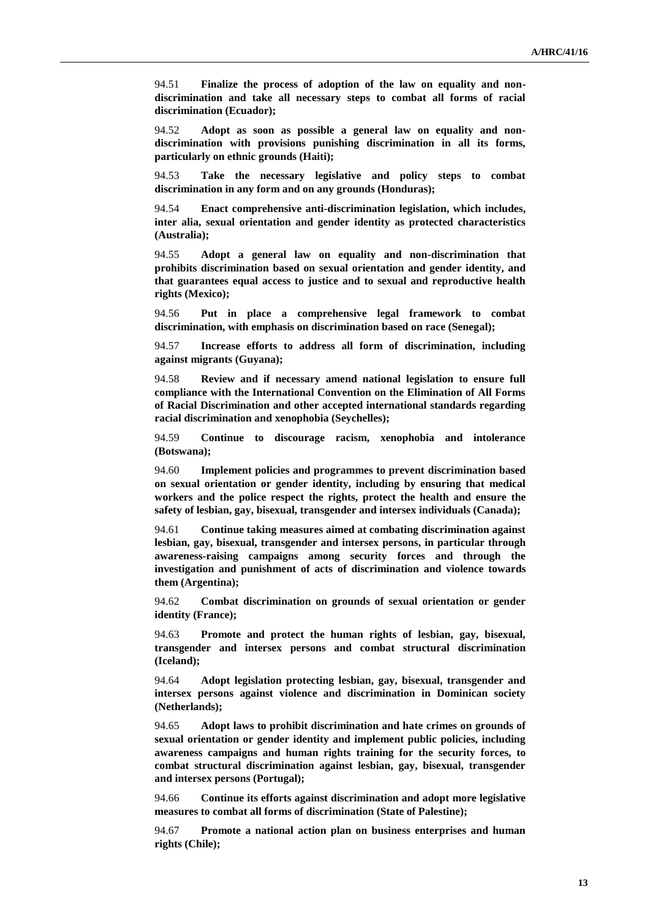94.51 **Finalize the process of adoption of the law on equality and non-discrimination and take all necessary steps to combat all forms of racial discrimination (Ecuador);**

94.52 **Adopt as soon as possible a general law on equality and non-discrimination with provisions punishing discrimination in all its forms, particularly on ethnic grounds (Haiti);**

94.53 **Take the necessary legislative and policy steps to combat discrimination in any form and on any grounds (Honduras);**

94.54 **Enact comprehensive anti-discrimination legislation, which includes, inter alia, sexual orientation and gender identity as protected characteristics (Australia);**

94.55 **Adopt a general law on equality and non-discrimination that prohibits discrimination based on sexual orientation and gender identity, and that guarantees equal access to justice and to sexual and reproductive health rights (Mexico);**

94.56 **Put in place a comprehensive legal framework to combat discrimination, with emphasis on discrimination based on race (Senegal);**

94.57 **Increase efforts to address all form of discrimination, including against migrants (Guyana);**

94.58 **Review and if necessary amend national legislation to ensure full compliance with the International Convention on the Elimination of All Forms of Racial Discrimination and other accepted international standards regarding racial discrimination and xenophobia (Seychelles);**

94.59 **Continue to discourage racism, xenophobia and intolerance (Botswana);**

94.60 **Implement policies and programmes to prevent discrimination based on sexual orientation or gender identity, including by ensuring that medical workers and the police respect the rights, protect the health and ensure the safety of lesbian, gay, bisexual, transgender and intersex individuals (Canada);**

94.61 **Continue taking measures aimed at combating discrimination against lesbian, gay, bisexual, transgender and intersex persons, in particular through awareness-raising campaigns among security forces and through the investigation and punishment of acts of discrimination and violence towards them (Argentina);**

94.62 **Combat discrimination on grounds of sexual orientation or gender identity (France);**

94.63 **Promote and protect the human rights of lesbian, gay, bisexual, transgender and intersex persons and combat structural discrimination (Iceland);**

94.64 **Adopt legislation protecting lesbian, gay, bisexual, transgender and intersex persons against violence and discrimination in Dominican society (Netherlands);**

94.65 **Adopt laws to prohibit discrimination and hate crimes on grounds of sexual orientation or gender identity and implement public policies, including awareness campaigns and human rights training for the security forces, to combat structural discrimination against lesbian, gay, bisexual, transgender and intersex persons (Portugal);**

94.66 **Continue its efforts against discrimination and adopt more legislative measures to combat all forms of discrimination (State of Palestine);**

94.67 **Promote a national action plan on business enterprises and human rights (Chile);**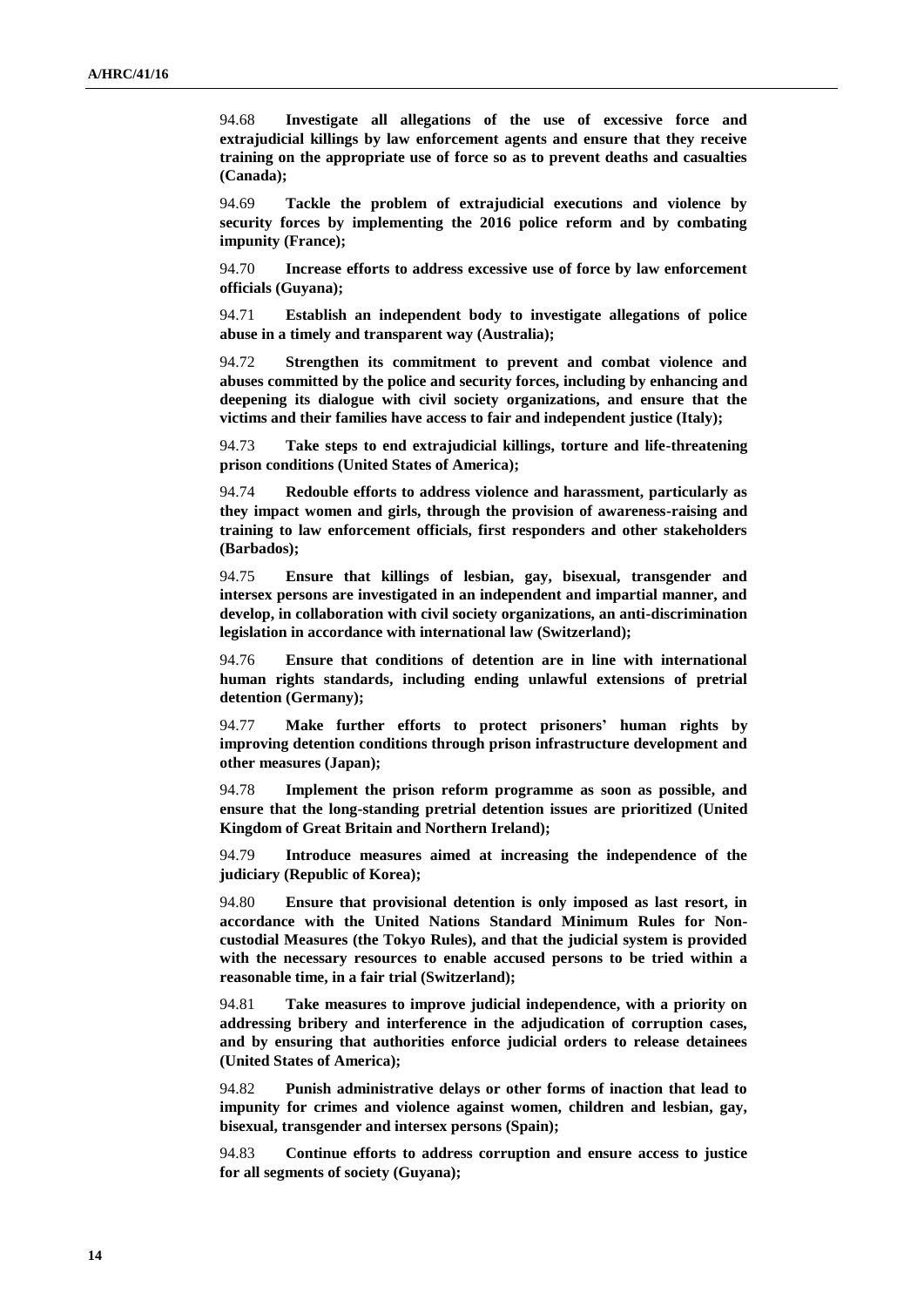94.68 **Investigate all allegations of the use of excessive force and extrajudicial killings by law enforcement agents and ensure that they receive training on the appropriate use of force so as to prevent deaths and casualties (Canada);**

94.69 **Tackle the problem of extrajudicial executions and violence by security forces by implementing the 2016 police reform and by combating impunity (France);**

94.70 **Increase efforts to address excessive use of force by law enforcement officials (Guyana);**

94.71 **Establish an independent body to investigate allegations of police abuse in a timely and transparent way (Australia);**

94.72 **Strengthen its commitment to prevent and combat violence and abuses committed by the police and security forces, including by enhancing and deepening its dialogue with civil society organizations, and ensure that the victims and their families have access to fair and independent justice (Italy);**

94.73 **Take steps to end extrajudicial killings, torture and life-threatening prison conditions (United States of America);**

94.74 **Redouble efforts to address violence and harassment, particularly as they impact women and girls, through the provision of awareness-raising and training to law enforcement officials, first responders and other stakeholders (Barbados);**

94.75 **Ensure that killings of lesbian, gay, bisexual, transgender and intersex persons are investigated in an independent and impartial manner, and develop, in collaboration with civil society organizations, an anti-discrimination legislation in accordance with international law (Switzerland);**

94.76 **Ensure that conditions of detention are in line with international human rights standards, including ending unlawful extensions of pretrial detention (Germany);**

94.77 **Make further efforts to protect prisoners' human rights by improving detention conditions through prison infrastructure development and other measures (Japan);**

94.78 **Implement the prison reform programme as soon as possible, and ensure that the long-standing pretrial detention issues are prioritized (United Kingdom of Great Britain and Northern Ireland);**

94.79 **Introduce measures aimed at increasing the independence of the judiciary (Republic of Korea);**

94.80 **Ensure that provisional detention is only imposed as last resort, in accordance with the United Nations Standard Minimum Rules for Non-custodial Measures (the Tokyo Rules), and that the judicial system is provided with the necessary resources to enable accused persons to be tried within a reasonable time, in a fair trial (Switzerland);**

94.81 **Take measures to improve judicial independence, with a priority on addressing bribery and interference in the adjudication of corruption cases, and by ensuring that authorities enforce judicial orders to release detainees (United States of America);**

94.82 **Punish administrative delays or other forms of inaction that lead to impunity for crimes and violence against women, children and lesbian, gay, bisexual, transgender and intersex persons (Spain);**

94.83 **Continue efforts to address corruption and ensure access to justice for all segments of society (Guyana);**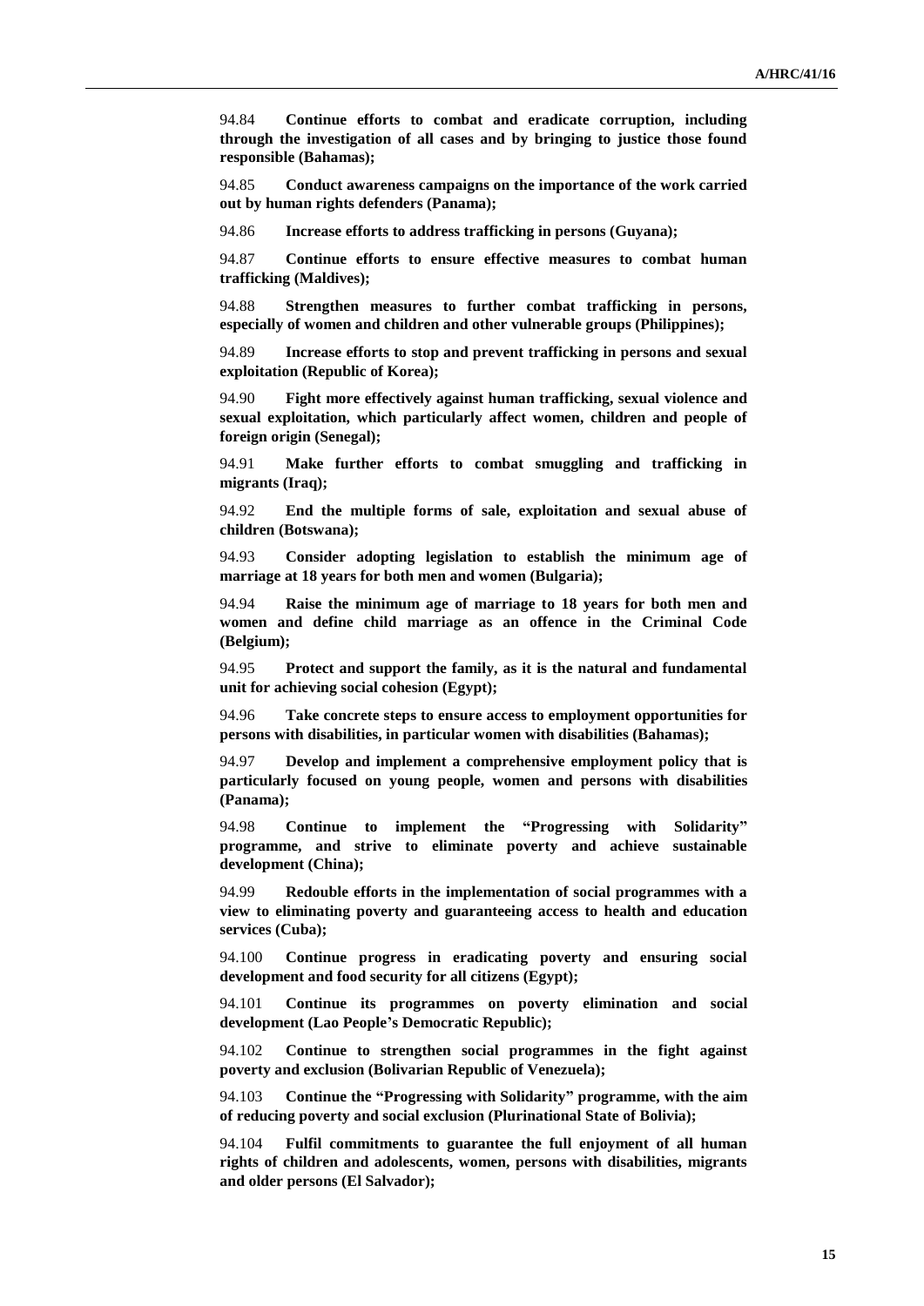94.84 **Continue efforts to combat and eradicate corruption, including through the investigation of all cases and by bringing to justice those found responsible (Bahamas);**

94.85 **Conduct awareness campaigns on the importance of the work carried out by human rights defenders (Panama);**

94.86 **Increase efforts to address trafficking in persons (Guyana);**

94.87 **Continue efforts to ensure effective measures to combat human trafficking (Maldives);**

94.88 **Strengthen measures to further combat trafficking in persons, especially of women and children and other vulnerable groups (Philippines);**

94.89 **Increase efforts to stop and prevent trafficking in persons and sexual exploitation (Republic of Korea);**

94.90 **Fight more effectively against human trafficking, sexual violence and sexual exploitation, which particularly affect women, children and people of foreign origin (Senegal);**

94.91 **Make further efforts to combat smuggling and trafficking in migrants (Iraq);**

94.92 **End the multiple forms of sale, exploitation and sexual abuse of children (Botswana);**

94.93 **Consider adopting legislation to establish the minimum age of marriage at 18 years for both men and women (Bulgaria);**

94.94 **Raise the minimum age of marriage to 18 years for both men and women and define child marriage as an offence in the Criminal Code (Belgium);**

94.95 **Protect and support the family, as it is the natural and fundamental unit for achieving social cohesion (Egypt);**

94.96 **Take concrete steps to ensure access to employment opportunities for persons with disabilities, in particular women with disabilities (Bahamas);**

94.97 **Develop and implement a comprehensive employment policy that is particularly focused on young people, women and persons with disabilities (Panama);**

94.98 **Continue to implement the "Progressing with Solidarity" programme, and strive to eliminate poverty and achieve sustainable development (China);**

94.99 **Redouble efforts in the implementation of social programmes with a view to eliminating poverty and guaranteeing access to health and education services (Cuba);**

94.100 **Continue progress in eradicating poverty and ensuring social development and food security for all citizens (Egypt);**

94.101 **Continue its programmes on poverty elimination and social development (Lao People's Democratic Republic);**

94.102 **Continue to strengthen social programmes in the fight against poverty and exclusion (Bolivarian Republic of Venezuela);**

94.103 **Continue the "Progressing with Solidarity" programme, with the aim of reducing poverty and social exclusion (Plurinational State of Bolivia);**

94.104 **Fulfil commitments to guarantee the full enjoyment of all human rights of children and adolescents, women, persons with disabilities, migrants and older persons (El Salvador);**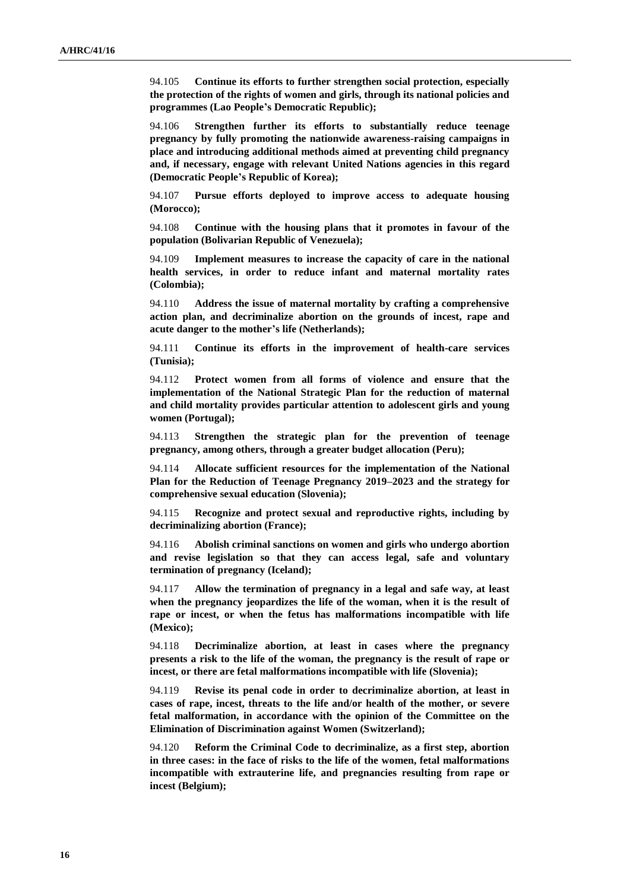94.105 **Continue its efforts to further strengthen social protection, especially the protection of the rights of women and girls, through its national policies and programmes (Lao People's Democratic Republic);**

94.106 **Strengthen further its efforts to substantially reduce teenage pregnancy by fully promoting the nationwide awareness-raising campaigns in place and introducing additional methods aimed at preventing child pregnancy and, if necessary, engage with relevant United Nations agencies in this regard (Democratic People's Republic of Korea);**

94.107 **Pursue efforts deployed to improve access to adequate housing (Morocco);**

94.108 **Continue with the housing plans that it promotes in favour of the population (Bolivarian Republic of Venezuela);**

94.109 **Implement measures to increase the capacity of care in the national health services, in order to reduce infant and maternal mortality rates (Colombia);**

94.110 **Address the issue of maternal mortality by crafting a comprehensive action plan, and decriminalize abortion on the grounds of incest, rape and acute danger to the mother's life (Netherlands);**

94.111 **Continue its efforts in the improvement of health-care services (Tunisia);**

94.112 **Protect women from all forms of violence and ensure that the implementation of the National Strategic Plan for the reduction of maternal and child mortality provides particular attention to adolescent girls and young women (Portugal);**

94.113 **Strengthen the strategic plan for the prevention of teenage pregnancy, among others, through a greater budget allocation (Peru);**

94.114 **Allocate sufficient resources for the implementation of the National Plan for the Reduction of Teenage Pregnancy 2019–2023 and the strategy for comprehensive sexual education (Slovenia);**

94.115 **Recognize and protect sexual and reproductive rights, including by decriminalizing abortion (France);**

94.116 **Abolish criminal sanctions on women and girls who undergo abortion and revise legislation so that they can access legal, safe and voluntary termination of pregnancy (Iceland);**

94.117 **Allow the termination of pregnancy in a legal and safe way, at least when the pregnancy jeopardizes the life of the woman, when it is the result of rape or incest, or when the fetus has malformations incompatible with life (Mexico);**

94.118 **Decriminalize abortion, at least in cases where the pregnancy presents a risk to the life of the woman, the pregnancy is the result of rape or incest, or there are fetal malformations incompatible with life (Slovenia);**

94.119 **Revise its penal code in order to decriminalize abortion, at least in cases of rape, incest, threats to the life and/or health of the mother, or severe fetal malformation, in accordance with the opinion of the Committee on the Elimination of Discrimination against Women (Switzerland);**

94.120 **Reform the Criminal Code to decriminalize, as a first step, abortion in three cases: in the face of risks to the life of the women, fetal malformations incompatible with extrauterine life, and pregnancies resulting from rape or incest (Belgium);**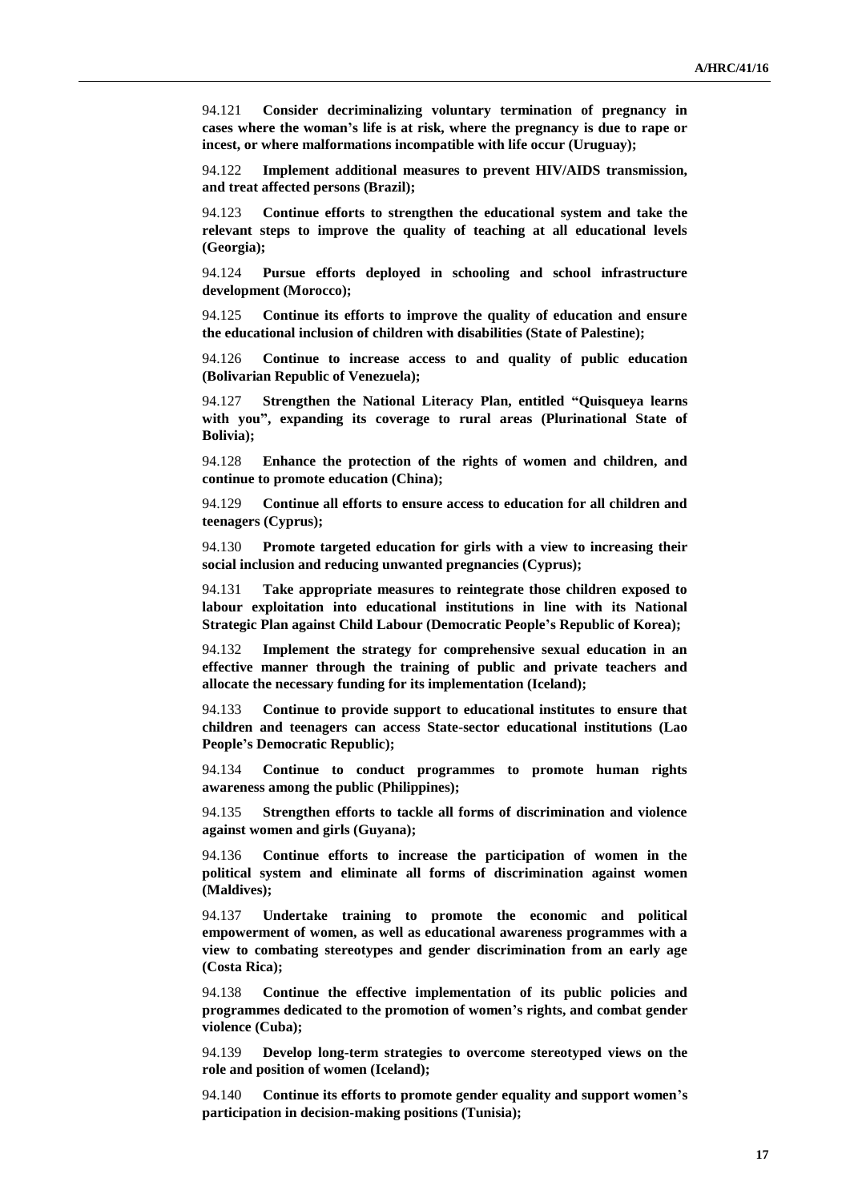94.121 **Consider decriminalizing voluntary termination of pregnancy in cases where the woman's life is at risk, where the pregnancy is due to rape or incest, or where malformations incompatible with life occur (Uruguay);**

94.122 **Implement additional measures to prevent HIV/AIDS transmission, and treat affected persons (Brazil);**

94.123 **Continue efforts to strengthen the educational system and take the relevant steps to improve the quality of teaching at all educational levels (Georgia);**

94.124 **Pursue efforts deployed in schooling and school infrastructure development (Morocco);**

94.125 **Continue its efforts to improve the quality of education and ensure the educational inclusion of children with disabilities (State of Palestine);**

94.126 **Continue to increase access to and quality of public education (Bolivarian Republic of Venezuela);**

94.127 **Strengthen the National Literacy Plan, entitled "Quisqueya learns with you", expanding its coverage to rural areas (Plurinational State of Bolivia);**

94.128 **Enhance the protection of the rights of women and children, and continue to promote education (China);**

94.129 **Continue all efforts to ensure access to education for all children and teenagers (Cyprus);**

94.130 **Promote targeted education for girls with a view to increasing their social inclusion and reducing unwanted pregnancies (Cyprus);**

94.131 **Take appropriate measures to reintegrate those children exposed to labour exploitation into educational institutions in line with its National Strategic Plan against Child Labour (Democratic People's Republic of Korea);**

94.132 **Implement the strategy for comprehensive sexual education in an effective manner through the training of public and private teachers and allocate the necessary funding for its implementation (Iceland);**

94.133 **Continue to provide support to educational institutes to ensure that children and teenagers can access State-sector educational institutions (Lao People's Democratic Republic);**

94.134 **Continue to conduct programmes to promote human rights awareness among the public (Philippines);**

94.135 **Strengthen efforts to tackle all forms of discrimination and violence against women and girls (Guyana);**

94.136 **Continue efforts to increase the participation of women in the political system and eliminate all forms of discrimination against women (Maldives);**

94.137 **Undertake training to promote the economic and political empowerment of women, as well as educational awareness programmes with a view to combating stereotypes and gender discrimination from an early age (Costa Rica);**

94.138 **Continue the effective implementation of its public policies and programmes dedicated to the promotion of women's rights, and combat gender violence (Cuba);**

94.139 **Develop long-term strategies to overcome stereotyped views on the role and position of women (Iceland);**

94.140 **Continue its efforts to promote gender equality and support women's participation in decision-making positions (Tunisia);**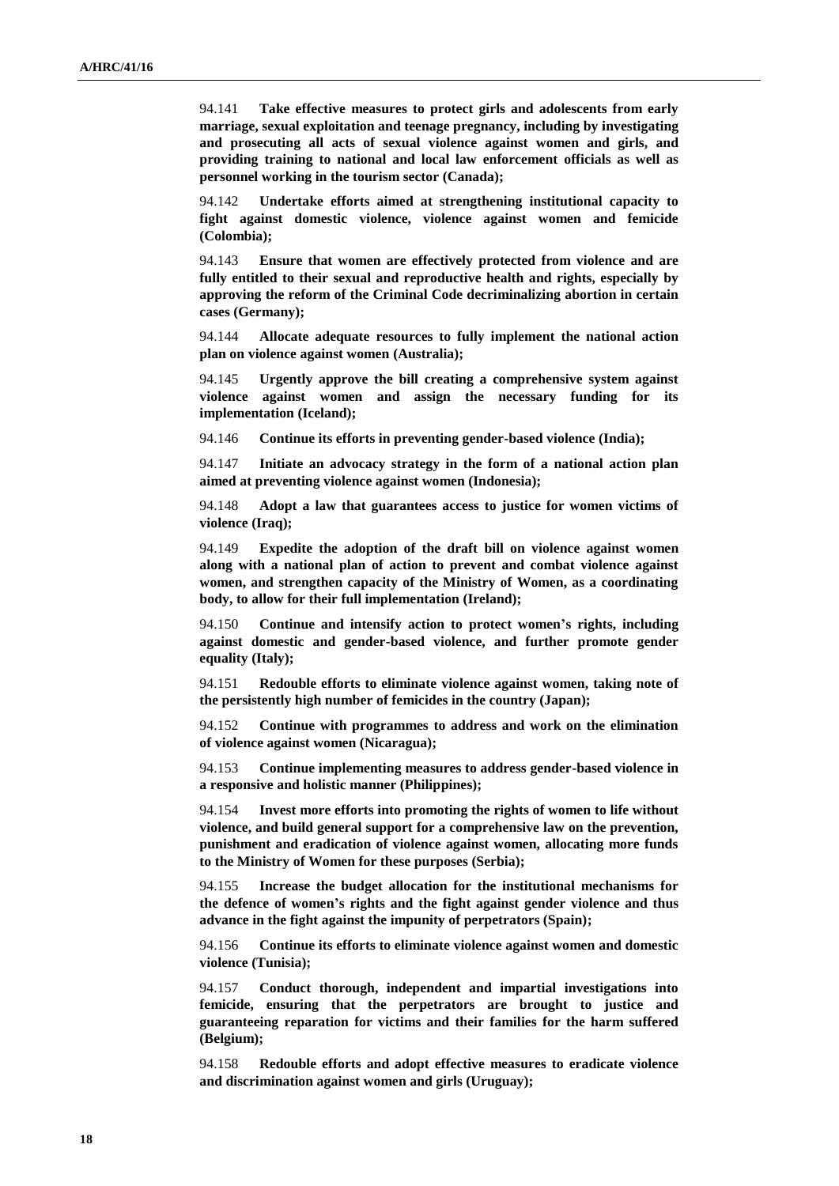94.141 **Take effective measures to protect girls and adolescents from early marriage, sexual exploitation and teenage pregnancy, including by investigating and prosecuting all acts of sexual violence against women and girls, and providing training to national and local law enforcement officials as well as personnel working in the tourism sector (Canada);**

94.142 **Undertake efforts aimed at strengthening institutional capacity to fight against domestic violence, violence against women and femicide (Colombia);**

94.143 **Ensure that women are effectively protected from violence and are fully entitled to their sexual and reproductive health and rights, especially by approving the reform of the Criminal Code decriminalizing abortion in certain cases (Germany);**

94.144 **Allocate adequate resources to fully implement the national action plan on violence against women (Australia);**

94.145 **Urgently approve the bill creating a comprehensive system against violence against women and assign the necessary funding for its implementation (Iceland);**

94.146 **Continue its efforts in preventing gender-based violence (India);**

94.147 **Initiate an advocacy strategy in the form of a national action plan aimed at preventing violence against women (Indonesia);**

94.148 **Adopt a law that guarantees access to justice for women victims of violence (Iraq);**

94.149 **Expedite the adoption of the draft bill on violence against women along with a national plan of action to prevent and combat violence against women, and strengthen capacity of the Ministry of Women, as a coordinating body, to allow for their full implementation (Ireland);**

94.150 **Continue and intensify action to protect women's rights, including against domestic and gender-based violence, and further promote gender equality (Italy);**

94.151 **Redouble efforts to eliminate violence against women, taking note of the persistently high number of femicides in the country (Japan);**

94.152 **Continue with programmes to address and work on the elimination of violence against women (Nicaragua);**

94.153 **Continue implementing measures to address gender-based violence in a responsive and holistic manner (Philippines);**

94.154 **Invest more efforts into promoting the rights of women to life without violence, and build general support for a comprehensive law on the prevention, punishment and eradication of violence against women, allocating more funds to the Ministry of Women for these purposes (Serbia);**

94.155 **Increase the budget allocation for the institutional mechanisms for the defence of women's rights and the fight against gender violence and thus advance in the fight against the impunity of perpetrators (Spain);**

94.156 **Continue its efforts to eliminate violence against women and domestic violence (Tunisia);**

94.157 **Conduct thorough, independent and impartial investigations into femicide, ensuring that the perpetrators are brought to justice and guaranteeing reparation for victims and their families for the harm suffered (Belgium);**

94.158 **Redouble efforts and adopt effective measures to eradicate violence and discrimination against women and girls (Uruguay);**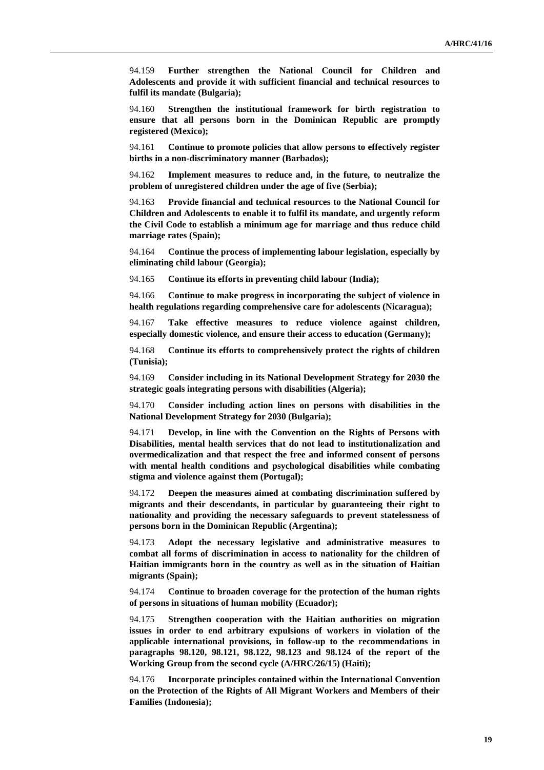94.159 **Further strengthen the National Council for Children and Adolescents and provide it with sufficient financial and technical resources to fulfil its mandate (Bulgaria);**

94.160 **Strengthen the institutional framework for birth registration to ensure that all persons born in the Dominican Republic are promptly registered (Mexico);**

94.161 **Continue to promote policies that allow persons to effectively register births in a non-discriminatory manner (Barbados);**

94.162 **Implement measures to reduce and, in the future, to neutralize the problem of unregistered children under the age of five (Serbia);**

94.163 **Provide financial and technical resources to the National Council for Children and Adolescents to enable it to fulfil its mandate, and urgently reform the Civil Code to establish a minimum age for marriage and thus reduce child marriage rates (Spain);**

94.164 **Continue the process of implementing labour legislation, especially by eliminating child labour (Georgia);**

94.165 **Continue its efforts in preventing child labour (India);**

94.166 **Continue to make progress in incorporating the subject of violence in health regulations regarding comprehensive care for adolescents (Nicaragua);**

94.167 **Take effective measures to reduce violence against children, especially domestic violence, and ensure their access to education (Germany);**

94.168 **Continue its efforts to comprehensively protect the rights of children (Tunisia);**

94.169 **Consider including in its National Development Strategy for 2030 the strategic goals integrating persons with disabilities (Algeria);**

94.170 **Consider including action lines on persons with disabilities in the National Development Strategy for 2030 (Bulgaria);**

94.171 **Develop, in line with the Convention on the Rights of Persons with Disabilities, mental health services that do not lead to institutionalization and overmedicalization and that respect the free and informed consent of persons with mental health conditions and psychological disabilities while combating stigma and violence against them (Portugal);**

94.172 **Deepen the measures aimed at combating discrimination suffered by migrants and their descendants, in particular by guaranteeing their right to nationality and providing the necessary safeguards to prevent statelessness of persons born in the Dominican Republic (Argentina);**

94.173 **Adopt the necessary legislative and administrative measures to combat all forms of discrimination in access to nationality for the children of Haitian immigrants born in the country as well as in the situation of Haitian migrants (Spain);**

94.174 **Continue to broaden coverage for the protection of the human rights of persons in situations of human mobility (Ecuador);**

94.175 **Strengthen cooperation with the Haitian authorities on migration issues in order to end arbitrary expulsions of workers in violation of the applicable international provisions, in follow-up to the recommendations in paragraphs 98.120, 98.121, 98.122, 98.123 and 98.124 of the report of the Working Group from the second cycle (A/HRC/26/15) (Haiti);**

94.176 **Incorporate principles contained within the International Convention on the Protection of the Rights of All Migrant Workers and Members of their Families (Indonesia);**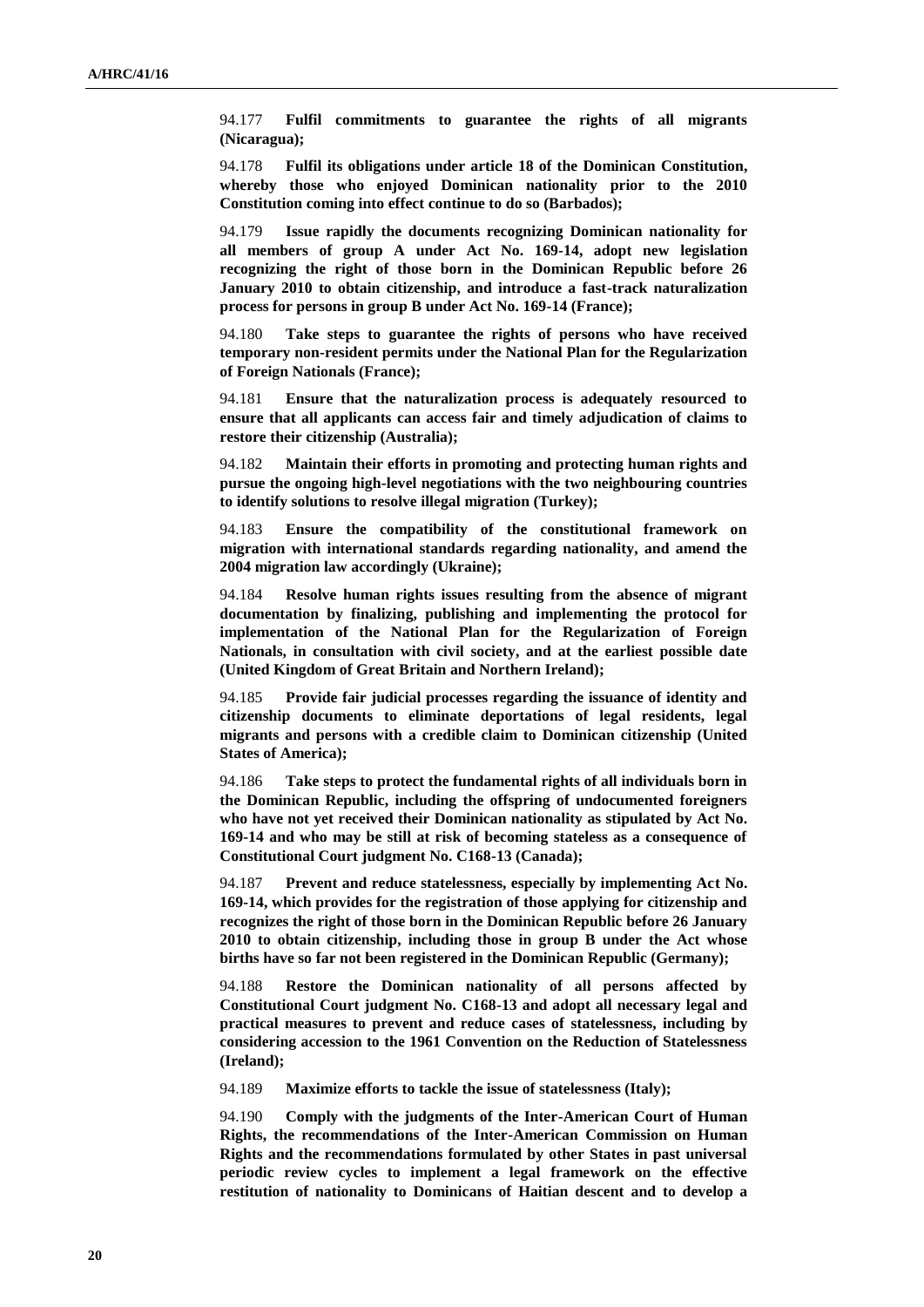94.177 **Fulfil commitments to guarantee the rights of all migrants (Nicaragua);**

94.178 **Fulfil its obligations under article 18 of the Dominican Constitution, whereby those who enjoyed Dominican nationality prior to the 2010 Constitution coming into effect continue to do so (Barbados);**

94.179 **Issue rapidly the documents recognizing Dominican nationality for all members of group A under Act No. 169-14, adopt new legislation recognizing the right of those born in the Dominican Republic before 26 January 2010 to obtain citizenship, and introduce a fast-track naturalization process for persons in group B under Act No. 169-14 (France);**

94.180 **Take steps to guarantee the rights of persons who have received temporary non-resident permits under the National Plan for the Regularization of Foreign Nationals (France);**

94.181 **Ensure that the naturalization process is adequately resourced to ensure that all applicants can access fair and timely adjudication of claims to restore their citizenship (Australia);**

94.182 **Maintain their efforts in promoting and protecting human rights and pursue the ongoing high-level negotiations with the two neighbouring countries to identify solutions to resolve illegal migration (Turkey);**

94.183 **Ensure the compatibility of the constitutional framework on migration with international standards regarding nationality, and amend the 2004 migration law accordingly (Ukraine);**

94.184 **Resolve human rights issues resulting from the absence of migrant documentation by finalizing, publishing and implementing the protocol for implementation of the National Plan for the Regularization of Foreign Nationals, in consultation with civil society, and at the earliest possible date (United Kingdom of Great Britain and Northern Ireland);**

94.185 **Provide fair judicial processes regarding the issuance of identity and citizenship documents to eliminate deportations of legal residents, legal migrants and persons with a credible claim to Dominican citizenship (United States of America);**

94.186 **Take steps to protect the fundamental rights of all individuals born in the Dominican Republic, including the offspring of undocumented foreigners who have not yet received their Dominican nationality as stipulated by Act No. 169-14 and who may be still at risk of becoming stateless as a consequence of Constitutional Court judgment No. C168-13 (Canada);**

94.187 **Prevent and reduce statelessness, especially by implementing Act No. 169-14, which provides for the registration of those applying for citizenship and recognizes the right of those born in the Dominican Republic before 26 January 2010 to obtain citizenship, including those in group B under the Act whose births have so far not been registered in the Dominican Republic (Germany);**

94.188 **Restore the Dominican nationality of all persons affected by Constitutional Court judgment No. C168-13 and adopt all necessary legal and practical measures to prevent and reduce cases of statelessness, including by considering accession to the 1961 Convention on the Reduction of Statelessness (Ireland);**

94.189 **Maximize efforts to tackle the issue of statelessness (Italy);**

94.190 **Comply with the judgments of the Inter-American Court of Human Rights, the recommendations of the Inter-American Commission on Human Rights and the recommendations formulated by other States in past universal periodic review cycles to implement a legal framework on the effective restitution of nationality to Dominicans of Haitian descent and to develop a**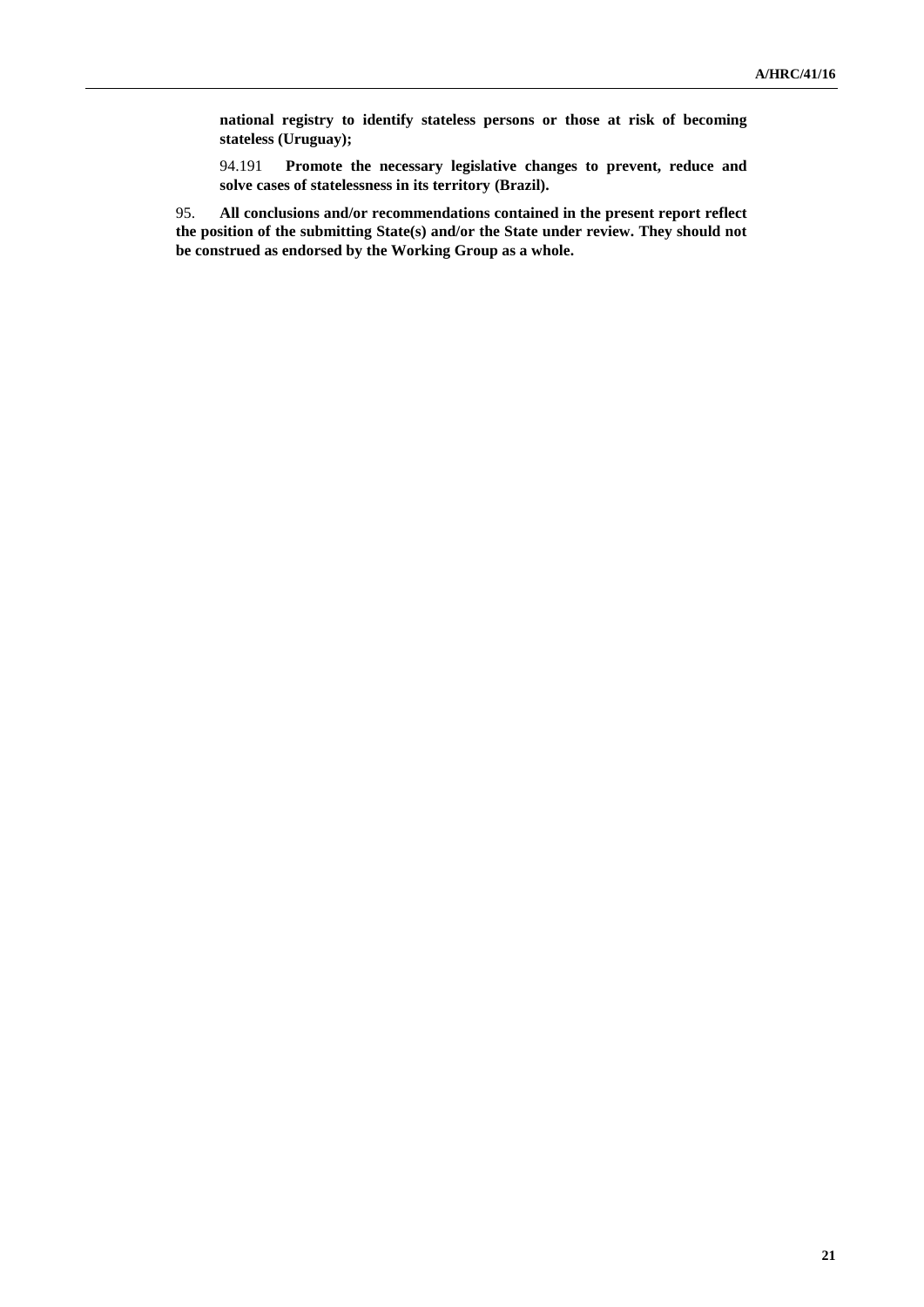**national registry to identify stateless persons or those at risk of becoming stateless (Uruguay);**

94.191 **Promote the necessary legislative changes to prevent, reduce and solve cases of statelessness in its territory (Brazil).**

95. **All conclusions and/or recommendations contained in the present report reflect the position of the submitting State(s) and/or the State under review. They should not be construed as endorsed by the Working Group as a whole.**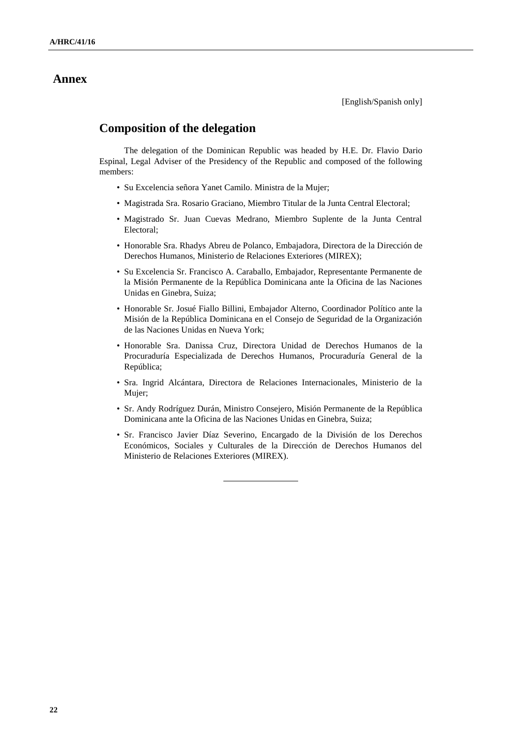# Annex

[English/Spanish only]

## Composition of the delegation

The delegation of the Dominican Republic was headed by H.E. Dr. Flavio Dario Espinal, Legal Adviser of the Presidency of the Republic and composed of the following members:

- Su Excelencia señora Yanet Camilo. Ministra de la Mujer;
- Magistrada Sra. Rosario Graciano, Miembro Titular de la Junta Central Electoral;
- Magistrado Sr. Juan Cuevas Medrano, Miembro Suplente de la Junta Central Electoral;
- Honorable Sra. Rhadys Abreu de Polanco, Embajadora, Directora de la Dirección de Derechos Humanos, Ministerio de Relaciones Exteriores (MIREX);
- Su Excelencia Sr. Francisco A. Caraballo, Embajador, Representante Permanente de la Misión Permanente de la República Dominicana ante la Oficina de las Naciones Unidas en Ginebra, Suiza;
- Honorable Sr. Josué Fiallo Billini, Embajador Alterno, Coordinador Político ante la Misión de la República Dominicana en el Consejo de Seguridad de la Organización de las Naciones Unidas en Nueva York;
- Honorable Sra. Danissa Cruz, Directora Unidad de Derechos Humanos de la Procuraduría Especializada de Derechos Humanos, Procuraduría General de la República;
- Sra. Ingrid Alcántara, Directora de Relaciones Internacionales, Ministerio de la Mujer;
- Sr. Andy Rodríguez Durán, Ministro Consejero, Misión Permanente de la República Dominicana ante la Oficina de las Naciones Unidas en Ginebra, Suiza;
- Sr. Francisco Javier Díaz Severino, Encargado de la División de los Derechos Económicos, Sociales y Culturales de la Dirección de Derechos Humanos del Ministerio de Relaciones Exteriores (MIREX).